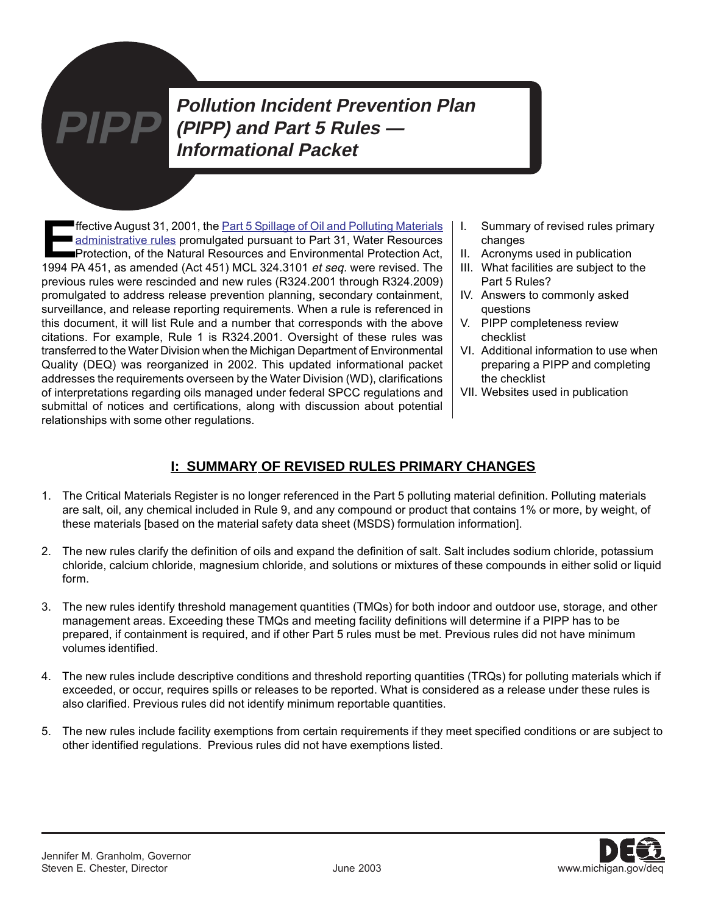# Pollution Incident Prevention Plan (PIPP) and Part 5 Rules — Informational Packet

Effective August 31, 2001, the Part 5 Spillage of Oil and Polluting Materials administrative rules promulgated pursuant to Part 31, Water Resources Protection, of the Natural Resources and Environmental Protection Act, 1994 PA 451, as amended (Act 451) MCL 324.3101 *et seq.* were revised. The previous rules were rescinded and new rules (R324.2001 through R324.2009) promulgated to address release prevention planning, secondary containment, surveillance, and release reporting requirements. When a rule is referenced in this document, it will list Rule and a number that corresponds with the above citations. For example, Rule 1 is R324.2001. Oversight of these rules was transferred to the Water Division when the Michigan Department of Environmental Quality (DEQ) was reorganized in 2002. This updated informational packet addresses the requirements overseen by the Water Division (WD), clarifications of interpretations regarding oils managed under federal SPCC regulations and submittal of notices and certifications, along with discussion about potential relationships with some other regulations.

I. Summary of revised rules primary changes
II. Acronyms used in publication
III. What facilities are subject to the Part 5 Rules?
IV. Answers to commonly asked questions
V. PIPP completeness review checklist
VI. Additional information to use when preparing a PIPP and completing the checklist
VII. Websites used in publication

## I: SUMMARY OF REVISED RULES PRIMARY CHANGES

1. The Critical Materials Register is no longer referenced in the Part 5 polluting material definition. Polluting materials are salt, oil, any chemical included in Rule 9, and any compound or product that contains 1% or more, by weight, of these materials [based on the material safety data sheet (MSDS) formulation information].

2. The new rules clarify the definition of oils and expand the definition of salt. Salt includes sodium chloride, potassium chloride, calcium chloride, magnesium chloride, and solutions or mixtures of these compounds in either solid or liquid form.

3. The new rules identify threshold management quantities (TMQs) for both indoor and outdoor use, storage, and other management areas. Exceeding these TMQs and meeting facility definitions will determine if a PIPP has to be prepared, if containment is required, and if other Part 5 rules must be met. Previous rules did not have minimum volumes identified.

4. The new rules include descriptive conditions and threshold reporting quantities (TRQs) for polluting materials which if exceeded, or occur, requires spills or releases to be reported. What is considered as a release under these rules is also clarified. Previous rules did not identify minimum reportable quantities.

5. The new rules include facility exemptions from certain requirements if they meet specified conditions or are subject to other identified regulations. Previous rules did not have exemptions listed.

Jennifer M. Granholm, Governor
Steven E. Chester, Director

June 2003

www.michigan.gov/deq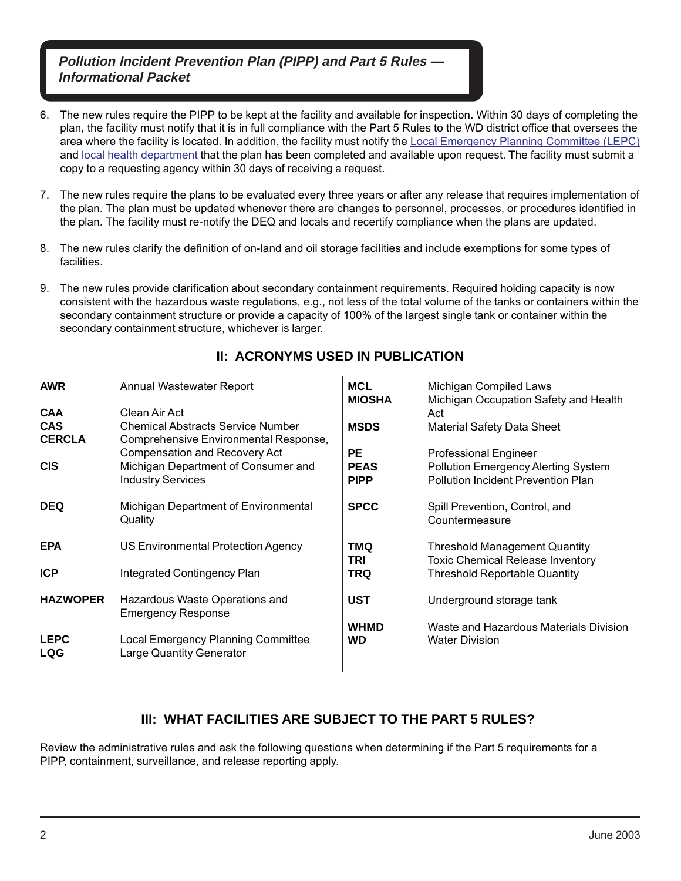6. The new rules require the PIPP to be kept at the facility and available for inspection. Within 30 days of completing the plan, the facility must notify that it is in full compliance with the Part 5 Rules to the WD district office that oversees the area where the facility is located. In addition, the facility must notify the Local Emergency Planning Committee (LEPC) and local health department that the plan has been completed and available upon request. The facility must submit a copy to a requesting agency within 30 days of receiving a request.

7. The new rules require the plans to be evaluated every three years or after any release that requires implementation of the plan. The plan must be updated whenever there are changes to personnel, processes, or procedures identified in the plan. The facility must re-notify the DEQ and locals and recertify compliance when the plans are updated.

8. The new rules clarify the definition of on-land and oil storage facilities and include exemptions for some types of facilities.

9. The new rules provide clarification about secondary containment requirements. Required holding capacity is now consistent with the hazardous waste regulations, e.g., not less of the total volume of the tanks or containers within the secondary containment structure or provide a capacity of 100% of the largest single tank or container within the secondary containment structure, whichever is larger.

## II: ACRONYMS USED IN PUBLICATION

| | |
|---|---|
| **AWR** | Annual Wastewater Report |
| **CAA** | Clean Air Act |
| **CAS** | Chemical Abstracts Service Number |
| **CERCLA** | Comprehensive Environmental Response, Compensation and Recovery Act |
| **CIS** | Michigan Department of Consumer and Industry Services |
| **DEQ** | Michigan Department of Environmental Quality |
| **EPA** | US Environmental Protection Agency |
| **ICP** | Integrated Contingency Plan |
| **HAZWOPER** | Hazardous Waste Operations and Emergency Response |
| **LEPC** | Local Emergency Planning Committee |
| **LQG** | Large Quantity Generator |
| **MCL** | Michigan Compiled Laws |
| **MIOSHA** | Michigan Occupation Safety and Health Act |
| **MSDS** | Material Safety Data Sheet |
| **PE** | Professional Engineer |
| **PEAS** | Pollution Emergency Alerting System |
| **PIPP** | Pollution Incident Prevention Plan |
| **SPCC** | Spill Prevention, Control, and Countermeasure |
| **TMQ** | Threshold Management Quantity |
| **TRI** | Toxic Chemical Release Inventory |
| **TRQ** | Threshold Reportable Quantity |
| **UST** | Underground storage tank |
| **WHMD** | Waste and Hazardous Materials Division |
| **WD** | Water Division |

## III: WHAT FACILITIES ARE SUBJECT TO THE PART 5 RULES?

Review the administrative rules and ask the following questions when determining if the Part 5 requirements for a PIPP, containment, surveillance, and release reporting apply.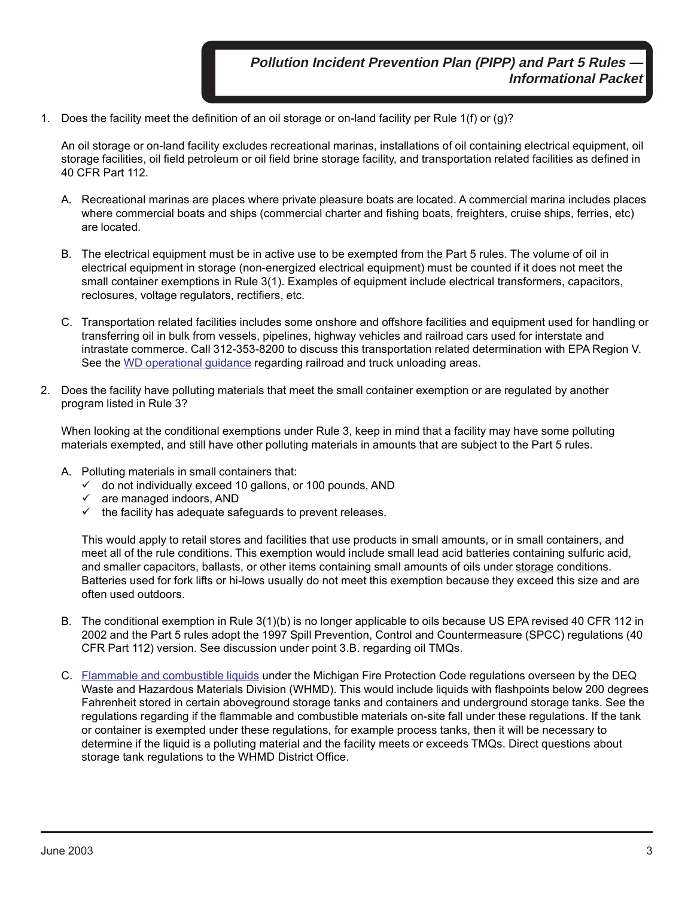1. Does the facility meet the definition of an oil storage or on-land facility per Rule 1(f) or (g)?

   An oil storage or on-land facility excludes recreational marinas, installations of oil containing electrical equipment, oil storage facilities, oil field petroleum or oil field brine storage facility, and transportation related facilities as defined in 40 CFR Part 112.

   A. Recreational marinas are places where private pleasure boats are located. A commercial marina includes places where commercial boats and ships (commercial charter and fishing boats, freighters, cruise ships, ferries, etc) are located.

   B. The electrical equipment must be in active use to be exempted from the Part 5 rules. The volume of oil in electrical equipment in storage (non-energized electrical equipment) must be counted if it does not meet the small container exemptions in Rule 3(1). Examples of equipment include electrical transformers, capacitors, reclosures, voltage regulators, rectifiers, etc.

   C. Transportation related facilities includes some onshore and offshore facilities and equipment used for handling or transferring oil in bulk from vessels, pipelines, highway vehicles and railroad cars used for interstate and intrastate commerce. Call 312-353-8200 to discuss this transportation related determination with EPA Region V. See the WD operational guidance regarding railroad and truck unloading areas.

2. Does the facility have polluting materials that meet the small container exemption or are regulated by another program listed in Rule 3?

   When looking at the conditional exemptions under Rule 3, keep in mind that a facility may have some polluting materials exempted, and still have other polluting materials in amounts that are subject to the Part 5 rules.

   A. Polluting materials in small containers that:
      - ✓ do not individually exceed 10 gallons, or 100 pounds, AND
      - ✓ are managed indoors, AND
      - ✓ the facility has adequate safeguards to prevent releases.

      This would apply to retail stores and facilities that use products in small amounts, or in small containers, and meet all of the rule conditions. This exemption would include small lead acid batteries containing sulfuric acid, and smaller capacitors, ballasts, or other items containing small amounts of oils under storage conditions. Batteries used for fork lifts or hi-lows usually do not meet this exemption because they exceed this size and are often used outdoors.

   B. The conditional exemption in Rule 3(1)(b) is no longer applicable to oils because US EPA revised 40 CFR 112 in 2002 and the Part 5 rules adopt the 1997 Spill Prevention, Control and Countermeasure (SPCC) regulations (40 CFR Part 112) version. See discussion under point 3.B. regarding oil TMQs.

   C. Flammable and combustible liquids under the Michigan Fire Protection Code regulations overseen by the DEQ Waste and Hazardous Materials Division (WHMD). This would include liquids with flashpoints below 200 degrees Fahrenheit stored in certain aboveground storage tanks and containers and underground storage tanks. See the regulations regarding if the flammable and combustible materials on-site fall under these regulations. If the tank or container is exempted under these regulations, for example process tanks, then it will be necessary to determine if the liquid is a polluting material and the facility meets or exceeds TMQs. Direct questions about storage tank regulations to the WHMD District Office.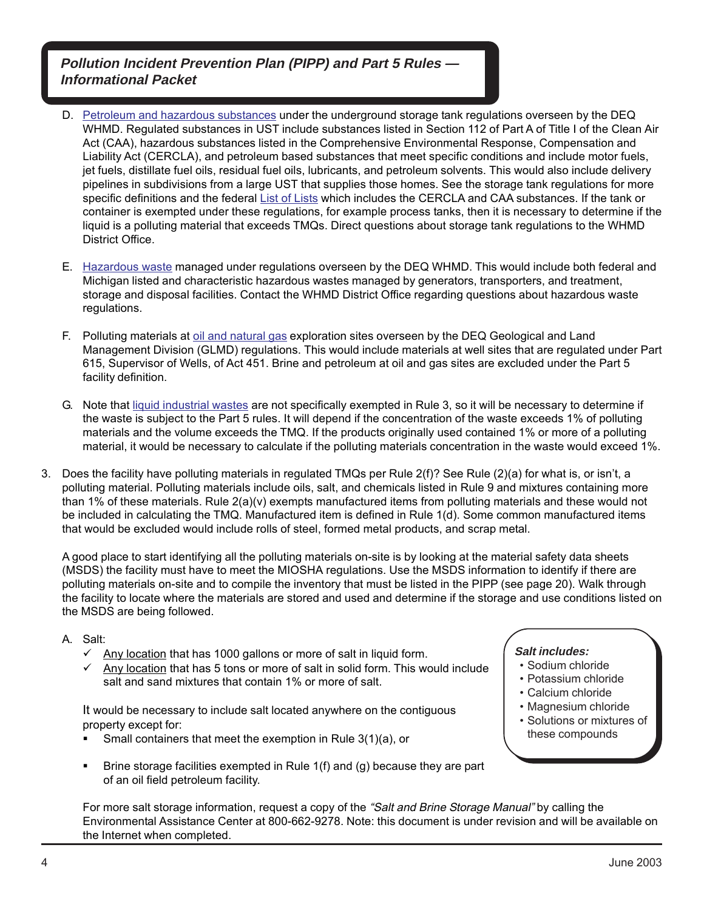D. Petroleum and hazardous substances under the underground storage tank regulations overseen by the DEQ WHMD. Regulated substances in UST include substances listed in Section 112 of Part A of Title I of the Clean Air Act (CAA), hazardous substances listed in the Comprehensive Environmental Response, Compensation and Liability Act (CERCLA), and petroleum based substances that meet specific conditions and include motor fuels, jet fuels, distillate fuel oils, residual fuel oils, lubricants, and petroleum solvents. This would also include delivery pipelines in subdivisions from a large UST that supplies those homes. See the storage tank regulations for more specific definitions and the federal List of Lists which includes the CERCLA and CAA substances. If the tank or container is exempted under these regulations, for example process tanks, then it is necessary to determine if the liquid is a polluting material that exceeds TMQs. Direct questions about storage tank regulations to the WHMD District Office.

E. Hazardous waste managed under regulations overseen by the DEQ WHMD. This would include both federal and Michigan listed and characteristic hazardous wastes managed by generators, transporters, and treatment, storage and disposal facilities. Contact the WHMD District Office regarding questions about hazardous waste regulations.

F. Polluting materials at oil and natural gas exploration sites overseen by the DEQ Geological and Land Management Division (GLMD) regulations. This would include materials at well sites that are regulated under Part 615, Supervisor of Wells, of Act 451. Brine and petroleum at oil and gas sites are excluded under the Part 5 facility definition.

G. Note that liquid industrial wastes are not specifically exempted in Rule 3, so it will be necessary to determine if the waste is subject to the Part 5 rules. It will depend if the concentration of the waste exceeds 1% of polluting materials and the volume exceeds the TMQ. If the products originally used contained 1% or more of a polluting material, it would be necessary to calculate if the polluting materials concentration in the waste would exceed 1%.

3. Does the facility have polluting materials in regulated TMQs per Rule 2(f)? See Rule (2)(a) for what is, or isn't, a polluting material. Polluting materials include oils, salt, and chemicals listed in Rule 9 and mixtures containing more than 1% of these materials. Rule 2(a)(v) exempts manufactured items from polluting materials and these would not be included in calculating the TMQ. Manufactured item is defined in Rule 1(d). Some common manufactured items that would be excluded would include rolls of steel, formed metal products, and scrap metal.

   A good place to start identifying all the polluting materials on-site is by looking at the material safety data sheets (MSDS) the facility must have to meet the MIOSHA regulations. Use the MSDS information to identify if there are polluting materials on-site and to compile the inventory that must be listed in the PIPP (see page 20). Walk through the facility to locate where the materials are stored and used and determine if the storage and use conditions listed on the MSDS are being followed.

   A. Salt:
      - ✓ Any location that has 1000 gallons or more of salt in liquid form.
      - ✓ Any location that has 5 tons or more of salt in solid form. This would include salt and sand mixtures that contain 1% or more of salt.

      It would be necessary to include salt located anywhere on the contiguous property except for:
      - Small containers that meet the exemption in Rule 3(1)(a), or
      - Brine storage facilities exempted in Rule 1(f) and (g) because they are part of an oil field petroleum facility.

      ***Salt includes:***
      - Sodium chloride
      - Potassium chloride
      - Calcium chloride
      - Magnesium chloride
      - Solutions or mixtures of these compounds

      For more salt storage information, request a copy of the *"Salt and Brine Storage Manual"* by calling the Environmental Assistance Center at 800-662-9278. Note: this document is under revision and will be available on the Internet when completed.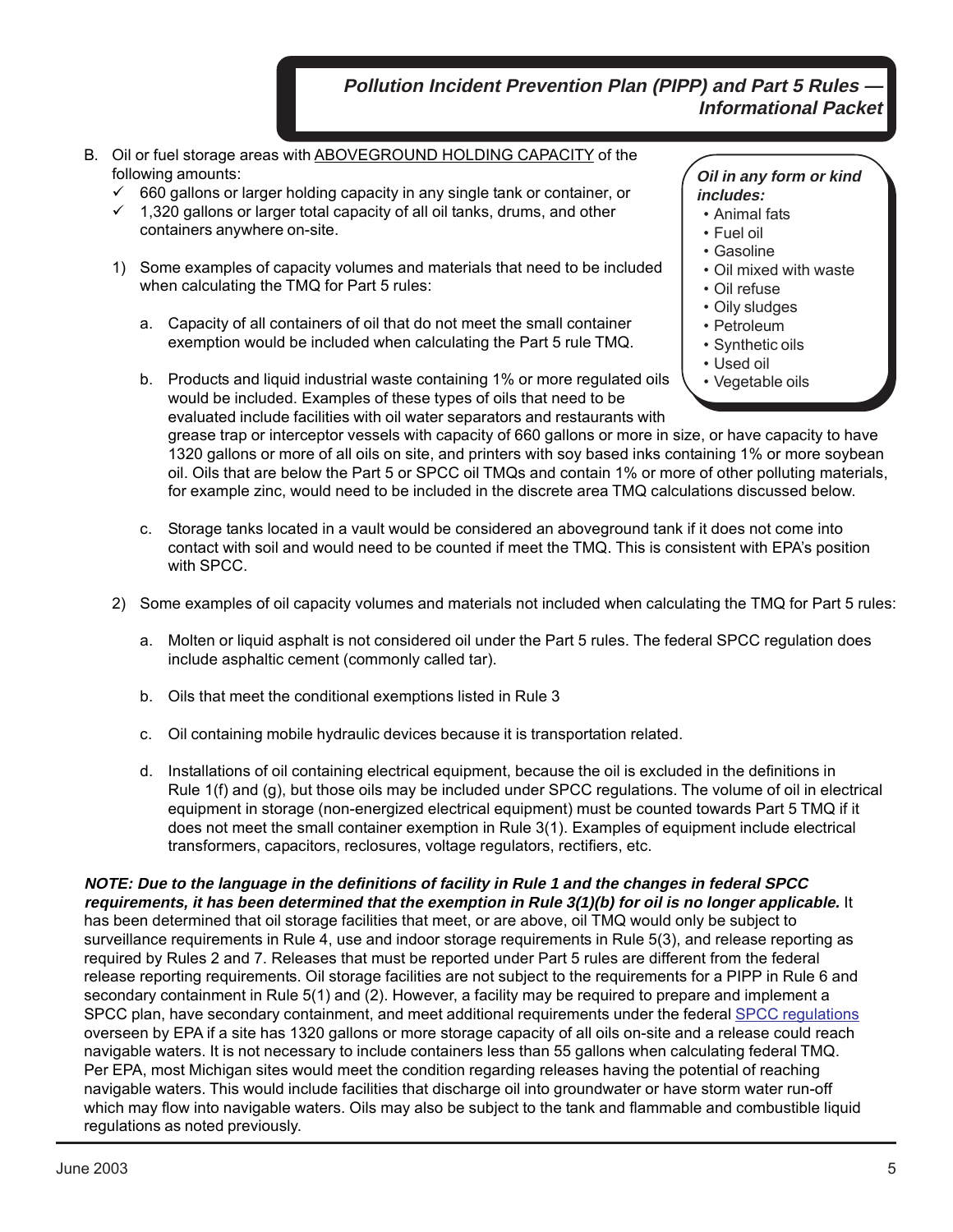B. Oil or fuel storage areas with <u>ABOVEGROUND HOLDING CAPACITY</u> of the following amounts:
   - ✓ 660 gallons or larger holding capacity in any single tank or container, or
   - ✓ 1,320 gallons or larger total capacity of all oil tanks, drums, and other containers anywhere on-site.

> ***Oil in any form or kind includes:***
> - Animal fats
> - Fuel oil
> - Gasoline
> - Oil mixed with waste
> - Oil refuse
> - Oily sludges
> - Petroleum
> - Synthetic oils
> - Used oil
> - Vegetable oils

1) Some examples of capacity volumes and materials that need to be included when calculating the TMQ for Part 5 rules:

   a. Capacity of all containers of oil that do not meet the small container exemption would be included when calculating the Part 5 rule TMQ.

   b. Products and liquid industrial waste containing 1% or more regulated oils would be included. Examples of these types of oils that need to be evaluated include facilities with oil water separators and restaurants with grease trap or interceptor vessels with capacity of 660 gallons or more in size, or have capacity to have 1320 gallons or more of all oils on site, and printers with soy based inks containing 1% or more soybean oil. Oils that are below the Part 5 or SPCC oil TMQs and contain 1% or more of other polluting materials, for example zinc, would need to be included in the discrete area TMQ calculations discussed below.

   c. Storage tanks located in a vault would be considered an aboveground tank if it does not come into contact with soil and would need to be counted if meet the TMQ. This is consistent with EPA's position with SPCC.

2) Some examples of oil capacity volumes and materials not included when calculating the TMQ for Part 5 rules:

   a. Molten or liquid asphalt is not considered oil under the Part 5 rules. The federal SPCC regulation does include asphaltic cement (commonly called tar).

   b. Oils that meet the conditional exemptions listed in Rule 3

   c. Oil containing mobile hydraulic devices because it is transportation related.

   d. Installations of oil containing electrical equipment, because the oil is excluded in the definitions in Rule 1(f) and (g), but those oils may be included under SPCC regulations. The volume of oil in electrical equipment in storage (non-energized electrical equipment) must be counted towards Part 5 TMQ if it does not meet the small container exemption in Rule 3(1). Examples of equipment include electrical transformers, capacitors, reclosures, voltage regulators, rectifiers, etc.

***NOTE: Due to the language in the definitions of facility in Rule 1 and the changes in federal SPCC requirements, it has been determined that the exemption in Rule 3(1)(b) for oil is no longer applicable.*** It has been determined that oil storage facilities that meet, or are above, oil TMQ would only be subject to surveillance requirements in Rule 4, use and indoor storage requirements in Rule 5(3), and release reporting as required by Rules 2 and 7. Releases that must be reported under Part 5 rules are different from the federal release reporting requirements. Oil storage facilities are not subject to the requirements for a PIPP in Rule 6 and secondary containment in Rule 5(1) and (2). However, a facility may be required to prepare and implement a SPCC plan, have secondary containment, and meet additional requirements under the federal <u>SPCC regulations</u> overseen by EPA if a site has 1320 gallons or more storage capacity of all oils on-site and a release could reach navigable waters. It is not necessary to include containers less than 55 gallons when calculating federal TMQ. Per EPA, most Michigan sites would meet the condition regarding releases having the potential of reaching navigable waters. This would include facilities that discharge oil into groundwater or have storm water run-off which may flow into navigable waters. Oils may also be subject to the tank and flammable and combustible liquid regulations as noted previously.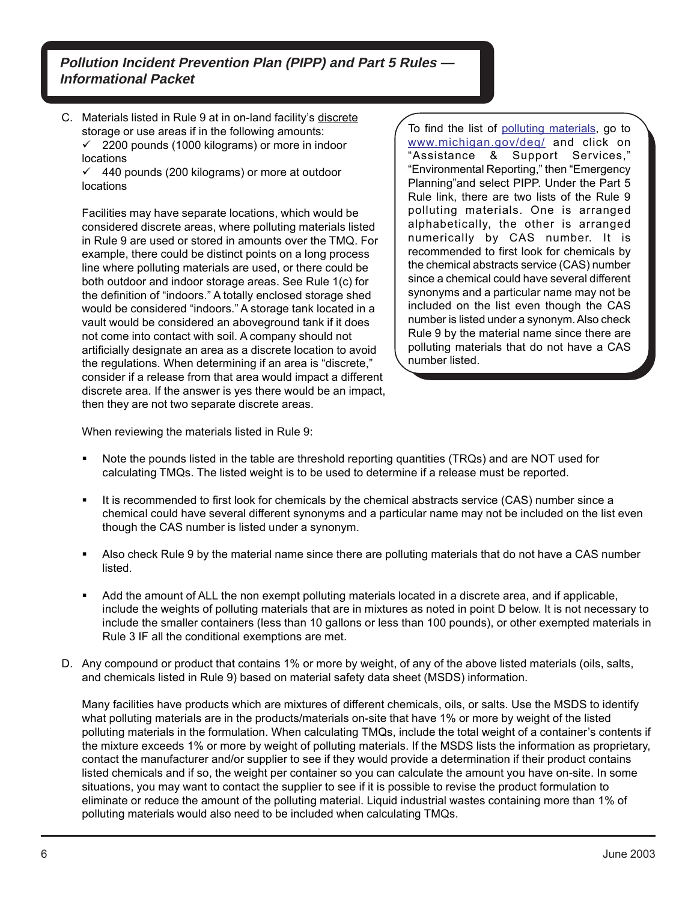C. Materials listed in Rule 9 at in on-land facility's discrete storage or use areas if in the following amounts:
   - ✓ 2200 pounds (1000 kilograms) or more in indoor locations
   - ✓ 440 pounds (200 kilograms) or more at outdoor locations

   Facilities may have separate locations, which would be considered discrete areas, where polluting materials listed in Rule 9 are used or stored in amounts over the TMQ. For example, there could be distinct points on a long process line where polluting materials are used, or there could be both outdoor and indoor storage areas. See Rule 1(c) for the definition of "indoors." A totally enclosed storage shed would be considered "indoors." A storage tank located in a vault would be considered an aboveground tank if it does not come into contact with soil. A company should not artificially designate an area as a discrete location to avoid the regulations. When determining if an area is "discrete," consider if a release from that area would impact a different discrete area. If the answer is yes there would be an impact, then they are not two separate discrete areas.

> To find the list of polluting materials, go to www.michigan.gov/deq/ and click on "Assistance & Support Services," "Environmental Reporting," then "Emergency Planning"and select PIPP. Under the Part 5 Rule link, there are two lists of the Rule 9 polluting materials. One is arranged alphabetically, the other is arranged numerically by CAS number. It is recommended to first look for chemicals by the chemical abstracts service (CAS) number since a chemical could have several different synonyms and a particular name may not be included on the list even though the CAS number is listed under a synonym. Also check Rule 9 by the material name since there are polluting materials that do not have a CAS number listed.

   When reviewing the materials listed in Rule 9:

   - Note the pounds listed in the table are threshold reporting quantities (TRQs) and are NOT used for calculating TMQs. The listed weight is to be used to determine if a release must be reported.
   - It is recommended to first look for chemicals by the chemical abstracts service (CAS) number since a chemical could have several different synonyms and a particular name may not be included on the list even though the CAS number is listed under a synonym.
   - Also check Rule 9 by the material name since there are polluting materials that do not have a CAS number listed.
   - Add the amount of ALL the non exempt polluting materials located in a discrete area, and if applicable, include the weights of polluting materials that are in mixtures as noted in point D below. It is not necessary to include the smaller containers (less than 10 gallons or less than 100 pounds), or other exempted materials in Rule 3 IF all the conditional exemptions are met.

D. Any compound or product that contains 1% or more by weight, of any of the above listed materials (oils, salts, and chemicals listed in Rule 9) based on material safety data sheet (MSDS) information.

   Many facilities have products which are mixtures of different chemicals, oils, or salts. Use the MSDS to identify what polluting materials are in the products/materials on-site that have 1% or more by weight of the listed polluting materials in the formulation. When calculating TMQs, include the total weight of a container's contents if the mixture exceeds 1% or more by weight of polluting materials. If the MSDS lists the information as proprietary, contact the manufacturer and/or supplier to see if they would provide a determination if their product contains listed chemicals and if so, the weight per container so you can calculate the amount you have on-site. In some situations, you may want to contact the supplier to see if it is possible to revise the product formulation to eliminate or reduce the amount of the polluting material. Liquid industrial wastes containing more than 1% of polluting materials would also need to be included when calculating TMQs.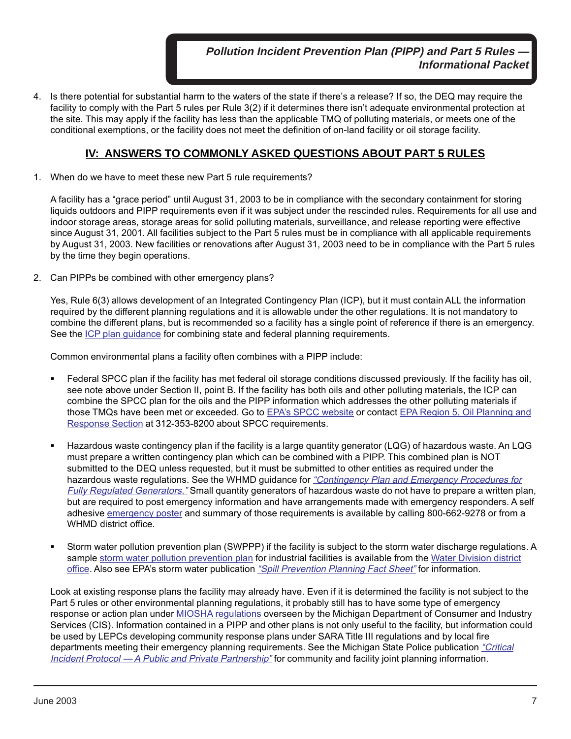4. Is there potential for substantial harm to the waters of the state if there's a release? If so, the DEQ may require the facility to comply with the Part 5 rules per Rule 3(2) if it determines there isn't adequate environmental protection at the site. This may apply if the facility has less than the applicable TMQ of polluting materials, or meets one of the conditional exemptions, or the facility does not meet the definition of on-land facility or oil storage facility.

## IV: ANSWERS TO COMMONLY ASKED QUESTIONS ABOUT PART 5 RULES

1. When do we have to meet these new Part 5 rule requirements?

   A facility has a "grace period" until August 31, 2003 to be in compliance with the secondary containment for storing liquids outdoors and PIPP requirements even if it was subject under the rescinded rules. Requirements for all use and indoor storage areas, storage areas for solid polluting materials, surveillance, and release reporting were effective since August 31, 2001. All facilities subject to the Part 5 rules must be in compliance with all applicable requirements by August 31, 2003. New facilities or renovations after August 31, 2003 need to be in compliance with the Part 5 rules by the time they begin operations.

2. Can PIPPs be combined with other emergency plans?

   Yes, Rule 6(3) allows development of an Integrated Contingency Plan (ICP), but it must contain ALL the information required by the different planning regulations and it is allowable under the other regulations. It is not mandatory to combine the different plans, but is recommended so a facility has a single point of reference if there is an emergency. See the ICP plan guidance for combining state and federal planning requirements.

   Common environmental plans a facility often combines with a PIPP include:

   - Federal SPCC plan if the facility has met federal oil storage conditions discussed previously. If the facility has oil, see note above under Section II, point B. If the facility has both oils and other polluting materials, the ICP can combine the SPCC plan for the oils and the PIPP information which addresses the other polluting materials if those TMQs have been met or exceeded. Go to EPA's SPCC website or contact EPA Region 5, Oil Planning and Response Section at 312-353-8200 about SPCC requirements.

   - Hazardous waste contingency plan if the facility is a large quantity generator (LQG) of hazardous waste. An LQG must prepare a written contingency plan which can be combined with a PIPP. This combined plan is NOT submitted to the DEQ unless requested, but it must be submitted to other entities as required under the hazardous waste regulations. See the WHMD guidance for *"Contingency Plan and Emergency Procedures for Fully Regulated Generators."* Small quantity generators of hazardous waste do not have to prepare a written plan, but are required to post emergency information and have arrangements made with emergency responders. A self adhesive emergency poster and summary of those requirements is available by calling 800-662-9278 or from a WHMD district office.

   - Storm water pollution prevention plan (SWPPP) if the facility is subject to the storm water discharge regulations. A sample storm water pollution prevention plan for industrial facilities is available from the Water Division district office. Also see EPA's storm water publication *"Spill Prevention Planning Fact Sheet"* for information.

   Look at existing response plans the facility may already have. Even if it is determined the facility is not subject to the Part 5 rules or other environmental planning regulations, it probably still has to have some type of emergency response or action plan under MIOSHA regulations overseen by the Michigan Department of Consumer and Industry Services (CIS). Information contained in a PIPP and other plans is not only useful to the facility, but information could be used by LEPCs developing community response plans under SARA Title III regulations and by local fire departments meeting their emergency planning requirements. See the Michigan State Police publication *"Critical Incident Protocol — A Public and Private Partnership"* for community and facility joint planning information.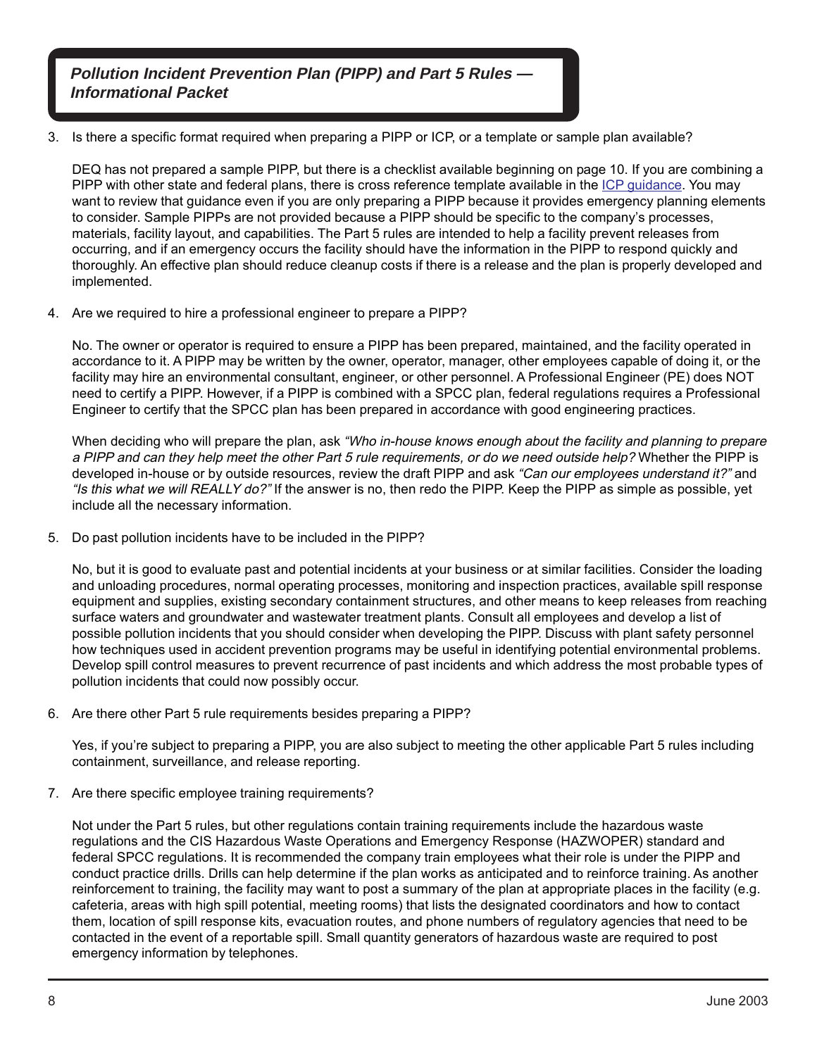3. Is there a specific format required when preparing a PIPP or ICP, or a template or sample plan available?

   DEQ has not prepared a sample PIPP, but there is a checklist available beginning on page 10. If you are combining a PIPP with other state and federal plans, there is cross reference template available in the [ICP guidance](). You may want to review that guidance even if you are only preparing a PIPP because it provides emergency planning elements to consider. Sample PIPPs are not provided because a PIPP should be specific to the company's processes, materials, facility layout, and capabilities. The Part 5 rules are intended to help a facility prevent releases from occurring, and if an emergency occurs the facility should have the information in the PIPP to respond quickly and thoroughly. An effective plan should reduce cleanup costs if there is a release and the plan is properly developed and implemented.

4. Are we required to hire a professional engineer to prepare a PIPP?

   No. The owner or operator is required to ensure a PIPP has been prepared, maintained, and the facility operated in accordance to it. A PIPP may be written by the owner, operator, manager, other employees capable of doing it, or the facility may hire an environmental consultant, engineer, or other personnel. A Professional Engineer (PE) does NOT need to certify a PIPP. However, if a PIPP is combined with a SPCC plan, federal regulations requires a Professional Engineer to certify that the SPCC plan has been prepared in accordance with good engineering practices.

   When deciding who will prepare the plan, ask *"Who in-house knows enough about the facility and planning to prepare a PIPP and can they help meet the other Part 5 rule requirements, or do we need outside help?"* Whether the PIPP is developed in-house or by outside resources, review the draft PIPP and ask *"Can our employees understand it?"* and *"Is this what we will REALLY do?"* If the answer is no, then redo the PIPP. Keep the PIPP as simple as possible, yet include all the necessary information.

5. Do past pollution incidents have to be included in the PIPP?

   No, but it is good to evaluate past and potential incidents at your business or at similar facilities. Consider the loading and unloading procedures, normal operating processes, monitoring and inspection practices, available spill response equipment and supplies, existing secondary containment structures, and other means to keep releases from reaching surface waters and groundwater and wastewater treatment plants. Consult all employees and develop a list of possible pollution incidents that you should consider when developing the PIPP. Discuss with plant safety personnel how techniques used in accident prevention programs may be useful in identifying potential environmental problems. Develop spill control measures to prevent recurrence of past incidents and which address the most probable types of pollution incidents that could now possibly occur.

6. Are there other Part 5 rule requirements besides preparing a PIPP?

   Yes, if you're subject to preparing a PIPP, you are also subject to meeting the other applicable Part 5 rules including containment, surveillance, and release reporting.

7. Are there specific employee training requirements?

   Not under the Part 5 rules, but other regulations contain training requirements include the hazardous waste regulations and the CIS Hazardous Waste Operations and Emergency Response (HAZWOPER) standard and federal SPCC regulations. It is recommended the company train employees what their role is under the PIPP and conduct practice drills. Drills can help determine if the plan works as anticipated and to reinforce training. As another reinforcement to training, the facility may want to post a summary of the plan at appropriate places in the facility (e.g. cafeteria, areas with high spill potential, meeting rooms) that lists the designated coordinators and how to contact them, location of spill response kits, evacuation routes, and phone numbers of regulatory agencies that need to be contacted in the event of a reportable spill. Small quantity generators of hazardous waste are required to post emergency information by telephones.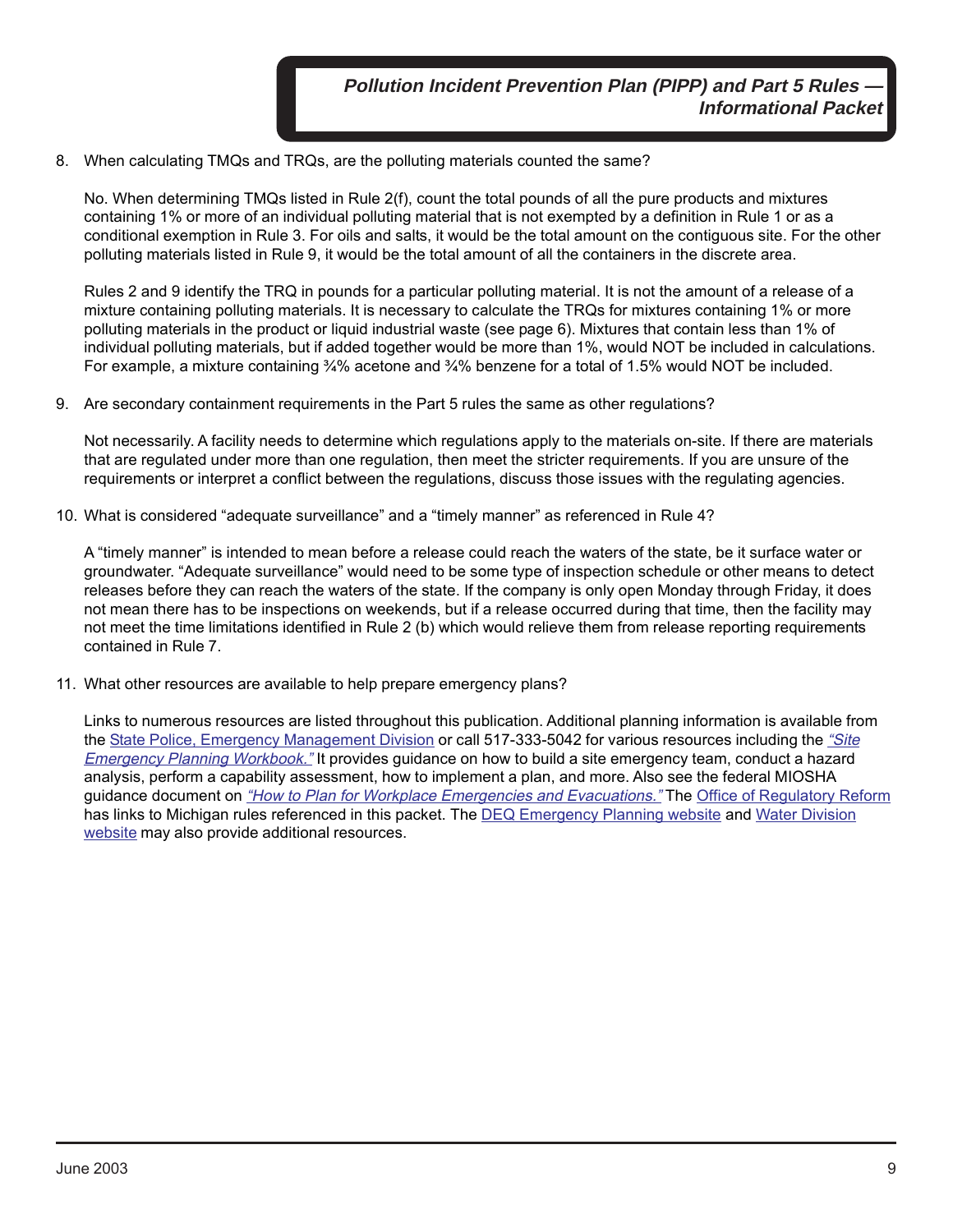8. When calculating TMQs and TRQs, are the polluting materials counted the same?

   No. When determining TMQs listed in Rule 2(f), count the total pounds of all the pure products and mixtures containing 1% or more of an individual polluting material that is not exempted by a definition in Rule 1 or as a conditional exemption in Rule 3. For oils and salts, it would be the total amount on the contiguous site. For the other polluting materials listed in Rule 9, it would be the total amount of all the containers in the discrete area.

   Rules 2 and 9 identify the TRQ in pounds for a particular polluting material. It is not the amount of a release of a mixture containing polluting materials. It is necessary to calculate the TRQs for mixtures containing 1% or more polluting materials in the product or liquid industrial waste (see page 6). Mixtures that contain less than 1% of individual polluting materials, but if added together would be more than 1%, would NOT be included in calculations. For example, a mixture containing ¾% acetone and ¾% benzene for a total of 1.5% would NOT be included.

9. Are secondary containment requirements in the Part 5 rules the same as other regulations?

   Not necessarily. A facility needs to determine which regulations apply to the materials on-site. If there are materials that are regulated under more than one regulation, then meet the stricter requirements. If you are unsure of the requirements or interpret a conflict between the regulations, discuss those issues with the regulating agencies.

10. What is considered "adequate surveillance" and a "timely manner" as referenced in Rule 4?

    A "timely manner" is intended to mean before a release could reach the waters of the state, be it surface water or groundwater. "Adequate surveillance" would need to be some type of inspection schedule or other means to detect releases before they can reach the waters of the state. If the company is only open Monday through Friday, it does not mean there has to be inspections on weekends, but if a release occurred during that time, then the facility may not meet the time limitations identified in Rule 2 (b) which would relieve them from release reporting requirements contained in Rule 7.

11. What other resources are available to help prepare emergency plans?

    Links to numerous resources are listed throughout this publication. Additional planning information is available from the State Police, Emergency Management Division or call 517-333-5042 for various resources including the *"Site Emergency Planning Workbook."* It provides guidance on how to build a site emergency team, conduct a hazard analysis, perform a capability assessment, how to implement a plan, and more. Also see the federal MIOSHA guidance document on *"How to Plan for Workplace Emergencies and Evacuations."* The Office of Regulatory Reform has links to Michigan rules referenced in this packet. The DEQ Emergency Planning website and Water Division website may also provide additional resources.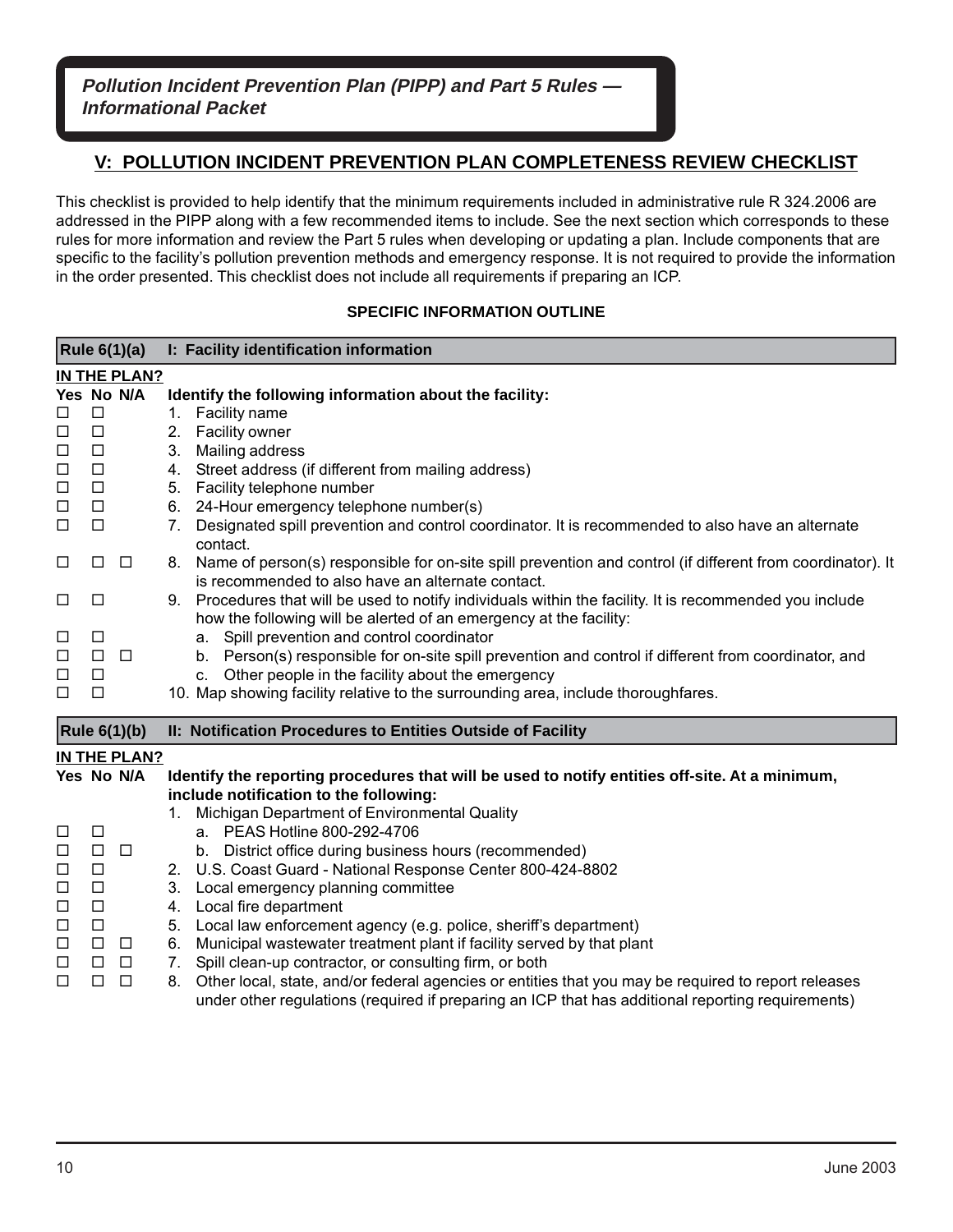*Pollution Incident Prevention Plan (PIPP) and Part 5 Rules — Informational Packet*

## V: POLLUTION INCIDENT PREVENTION PLAN COMPLETENESS REVIEW CHECKLIST

This checklist is provided to help identify that the minimum requirements included in administrative rule R 324.2006 are addressed in the PIPP along with a few recommended items to include. See the next section which corresponds to these rules for more information and review the Part 5 rules when developing or updating a plan. Include components that are specific to the facility's pollution prevention methods and emergency response. It is not required to provide the information in the order presented. This checklist does not include all requirements if preparing an ICP.

### SPECIFIC INFORMATION OUTLINE

| Rule 6(1)(a) | | | I: Facility identification information |
|---|---|---|---|
| **IN THE PLAN?** | | | |
| **Yes** | **No** | **N/A** | **Identify the following information about the facility:** |
| ☐ | ☐ | | 1. Facility name |
| ☐ | ☐ | | 2. Facility owner |
| ☐ | ☐ | | 3. Mailing address |
| ☐ | ☐ | | 4. Street address (if different from mailing address) |
| ☐ | ☐ | | 5. Facility telephone number |
| ☐ | ☐ | | 6. 24-Hour emergency telephone number(s) |
| ☐ | ☐ | | 7. Designated spill prevention and control coordinator. It is recommended to also have an alternate contact. |
| ☐ | ☐ | ☐ | 8. Name of person(s) responsible for on-site spill prevention and control (if different from coordinator). It is recommended to also have an alternate contact. |
| ☐ | ☐ | | 9. Procedures that will be used to notify individuals within the facility. It is recommended you include how the following will be alerted of an emergency at the facility: |
| ☐ | ☐ | | a. Spill prevention and control coordinator |
| ☐ | ☐ | ☐ | b. Person(s) responsible for on-site spill prevention and control if different from coordinator, and |
| ☐ | ☐ | | c. Other people in the facility about the emergency |
| ☐ | ☐ | | 10. Map showing facility relative to the surrounding area, include thoroughfares. |

| Rule 6(1)(b) | | | II: Notification Procedures to Entities Outside of Facility |
|---|---|---|---|
| **IN THE PLAN?** | | | |
| **Yes** | **No** | **N/A** | **Identify the reporting procedures that will be used to notify entities off-site. At a minimum, include notification to the following:** |
| | | | 1. Michigan Department of Environmental Quality |
| ☐ | ☐ | | a. PEAS Hotline 800-292-4706 |
| ☐ | ☐ | ☐ | b. District office during business hours (recommended) |
| ☐ | ☐ | | 2. U.S. Coast Guard - National Response Center 800-424-8802 |
| ☐ | ☐ | | 3. Local emergency planning committee |
| ☐ | ☐ | | 4. Local fire department |
| ☐ | ☐ | | 5. Local law enforcement agency (e.g. police, sheriff's department) |
| ☐ | ☐ | ☐ | 6. Municipal wastewater treatment plant if facility served by that plant |
| ☐ | ☐ | ☐ | 7. Spill clean-up contractor, or consulting firm, or both |
| ☐ | ☐ | ☐ | 8. Other local, state, and/or federal agencies or entities that you may be required to report releases under other regulations (required if preparing an ICP that has additional reporting requirements) |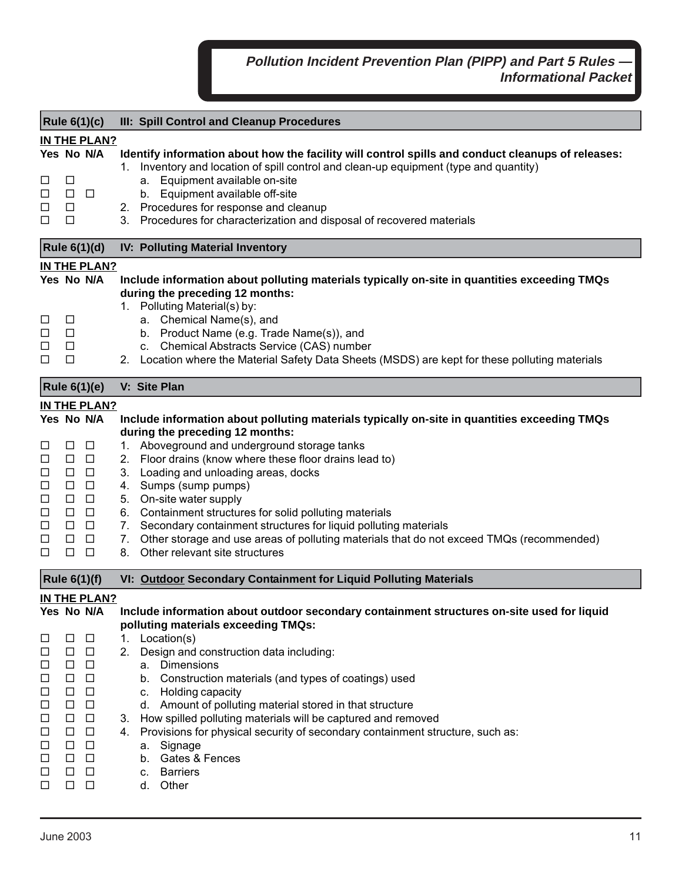| Rule 6(1)(c) | III: Spill Control and Cleanup Procedures |
|---|---|

**IN THE PLAN?**

| Yes | No | N/A | Identify information about how the facility will control spills and conduct cleanups of releases: |
|---|---|---|---|
| | | | 1. Inventory and location of spill control and clean-up equipment (type and quantity) |
| ☐ | ☐ | | a. Equipment available on-site |
| ☐ | ☐ | ☐ | b. Equipment available off-site |
| ☐ | ☐ | | 2. Procedures for response and cleanup |
| ☐ | ☐ | | 3. Procedures for characterization and disposal of recovered materials |

| Rule 6(1)(d) | IV: Polluting Material Inventory |
|---|---|

**IN THE PLAN?**

| Yes | No | N/A | Include information about polluting materials typically on-site in quantities exceeding TMQs during the preceding 12 months: |
|---|---|---|---|
| | | | 1. Polluting Material(s) by: |
| ☐ | ☐ | | a. Chemical Name(s), and |
| ☐ | ☐ | | b. Product Name (e.g. Trade Name(s)), and |
| ☐ | ☐ | | c. Chemical Abstracts Service (CAS) number |
| ☐ | ☐ | | 2. Location where the Material Safety Data Sheets (MSDS) are kept for these polluting materials |

| Rule 6(1)(e) | V: Site Plan |
|---|---|

**IN THE PLAN?**

| Yes | No | N/A | Include information about polluting materials typically on-site in quantities exceeding TMQs during the preceding 12 months: |
|---|---|---|---|
| ☐ | ☐ | ☐ | 1. Aboveground and underground storage tanks |
| ☐ | ☐ | ☐ | 2. Floor drains (know where these floor drains lead to) |
| ☐ | ☐ | ☐ | 3. Loading and unloading areas, docks |
| ☐ | ☐ | ☐ | 4. Sumps (sump pumps) |
| ☐ | ☐ | ☐ | 5. On-site water supply |
| ☐ | ☐ | ☐ | 6. Containment structures for solid polluting materials |
| ☐ | ☐ | ☐ | 7. Secondary containment structures for liquid polluting materials |
| ☐ | ☐ | ☐ | 7. Other storage and use areas of polluting materials that do not exceed TMQs (recommended) |
| ☐ | ☐ | ☐ | 8. Other relevant site structures |

| Rule 6(1)(f) | VI: Outdoor Secondary Containment for Liquid Polluting Materials |
|---|---|

**IN THE PLAN?**

| Yes | No | N/A | Include information about outdoor secondary containment structures on-site used for liquid polluting materials exceeding TMQs: |
|---|---|---|---|
| ☐ | ☐ | ☐ | 1. Location(s) |
| ☐ | ☐ | ☐ | 2. Design and construction data including: |
| ☐ | ☐ | ☐ | a. Dimensions |
| ☐ | ☐ | ☐ | b. Construction materials (and types of coatings) used |
| ☐ | ☐ | ☐ | c. Holding capacity |
| ☐ | ☐ | ☐ | d. Amount of polluting material stored in that structure |
| ☐ | ☐ | ☐ | 3. How spilled polluting materials will be captured and removed |
| ☐ | ☐ | ☐ | 4. Provisions for physical security of secondary containment structure, such as: |
| ☐ | ☐ | ☐ | a. Signage |
| ☐ | ☐ | ☐ | b. Gates & Fences |
| ☐ | ☐ | ☐ | c. Barriers |
| ☐ | ☐ | ☐ | d. Other |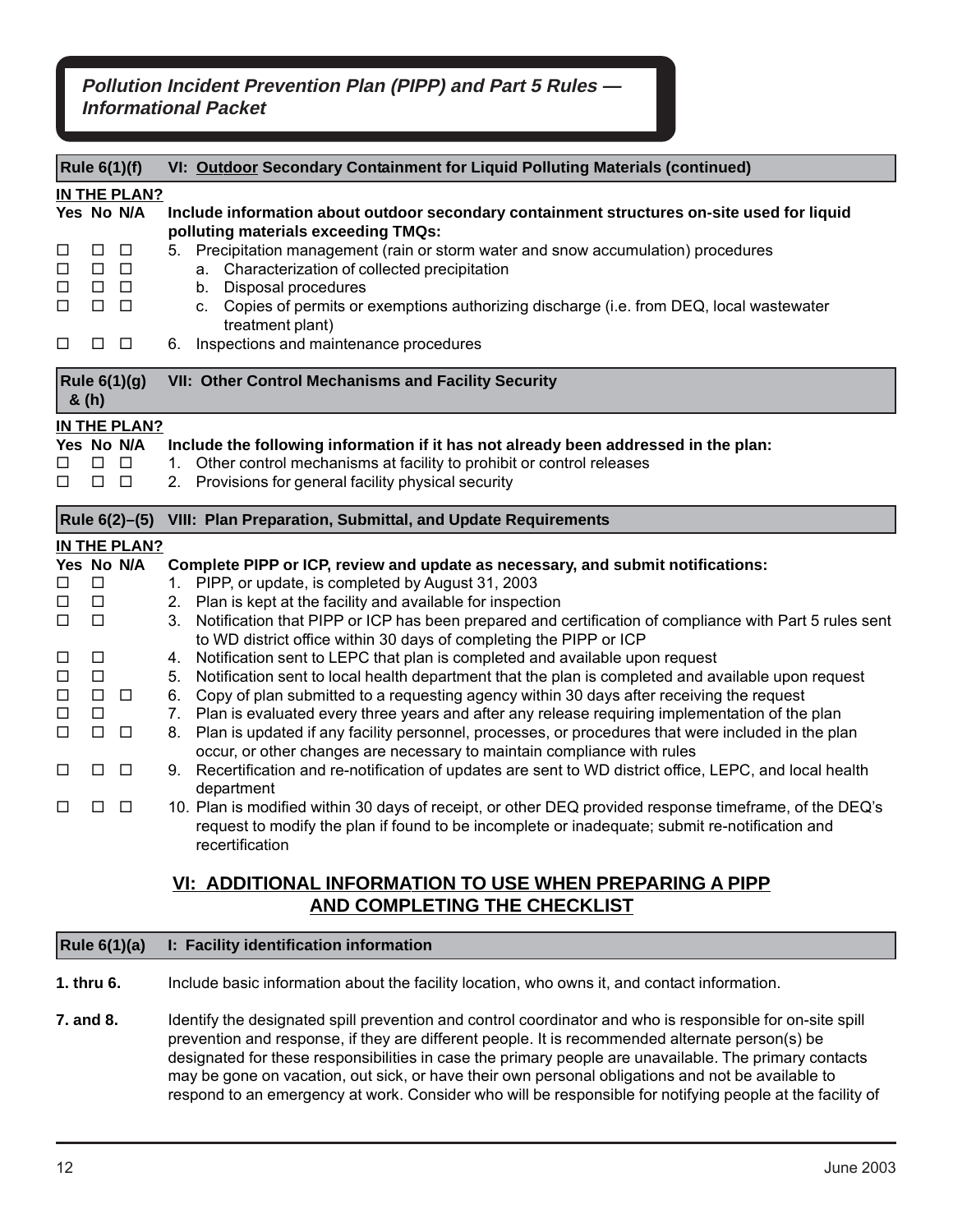| Rule 6(1)(f) | VI: Outdoor Secondary Containment for Liquid Polluting Materials (continued) |
|---|---|

**IN THE PLAN?**

| Yes | No | N/A | Include information about outdoor secondary containment structures on-site used for liquid polluting materials exceeding TMQs: |
|---|---|---|---|
| ☐ | ☐ | ☐ | 5. Precipitation management (rain or storm water and snow accumulation) procedures |
| ☐ | ☐ | ☐ | a. Characterization of collected precipitation |
| ☐ | ☐ | ☐ | b. Disposal procedures |
| ☐ | ☐ | ☐ | c. Copies of permits or exemptions authorizing discharge (i.e. from DEQ, local wastewater treatment plant) |
| ☐ | ☐ | ☐ | 6. Inspections and maintenance procedures |

| Rule 6(1)(g) & (h) | VII: Other Control Mechanisms and Facility Security |
|---|---|

**IN THE PLAN?**

| Yes | No | N/A | Include the following information if it has not already been addressed in the plan: |
|---|---|---|---|
| ☐ | ☐ | ☐ | 1. Other control mechanisms at facility to prohibit or control releases |
| ☐ | ☐ | ☐ | 2. Provisions for general facility physical security |

| Rule 6(2)–(5) | VIII: Plan Preparation, Submittal, and Update Requirements |
|---|---|

**IN THE PLAN?**

| Yes | No | N/A | Complete PIPP or ICP, review and update as necessary, and submit notifications: |
|---|---|---|---|
| ☐ | ☐ | | 1. PIPP, or update, is completed by August 31, 2003 |
| ☐ | ☐ | | 2. Plan is kept at the facility and available for inspection |
| ☐ | ☐ | | 3. Notification that PIPP or ICP has been prepared and certification of compliance with Part 5 rules sent to WD district office within 30 days of completing the PIPP or ICP |
| ☐ | ☐ | | 4. Notification sent to LEPC that plan is completed and available upon request |
| ☐ | ☐ | | 5. Notification sent to local health department that the plan is completed and available upon request |
| ☐ | ☐ | ☐ | 6. Copy of plan submitted to a requesting agency within 30 days after receiving the request |
| ☐ | ☐ | | 7. Plan is evaluated every three years and after any release requiring implementation of the plan |
| ☐ | ☐ | ☐ | 8. Plan is updated if any facility personnel, processes, or procedures that were included in the plan occur, or other changes are necessary to maintain compliance with rules |
| ☐ | ☐ | ☐ | 9. Recertification and re-notification of updates are sent to WD district office, LEPC, and local health department |
| ☐ | ☐ | ☐ | 10. Plan is modified within 30 days of receipt, or other DEQ provided response timeframe, of the DEQ's request to modify the plan if found to be incomplete or inadequate; submit re-notification and recertification |

## VI: ADDITIONAL INFORMATION TO USE WHEN PREPARING A PIPP AND COMPLETING THE CHECKLIST

| Rule 6(1)(a) | I: Facility identification information |
|---|---|

**1. thru 6.** Include basic information about the facility location, who owns it, and contact information.

**7. and 8.** Identify the designated spill prevention and control coordinator and who is responsible for on-site spill prevention and response, if they are different people. It is recommended alternate person(s) be designated for these responsibilities in case the primary people are unavailable. The primary contacts may be gone on vacation, out sick, or have their own personal obligations and not be available to respond to an emergency at work. Consider who will be responsible for notifying people at the facility of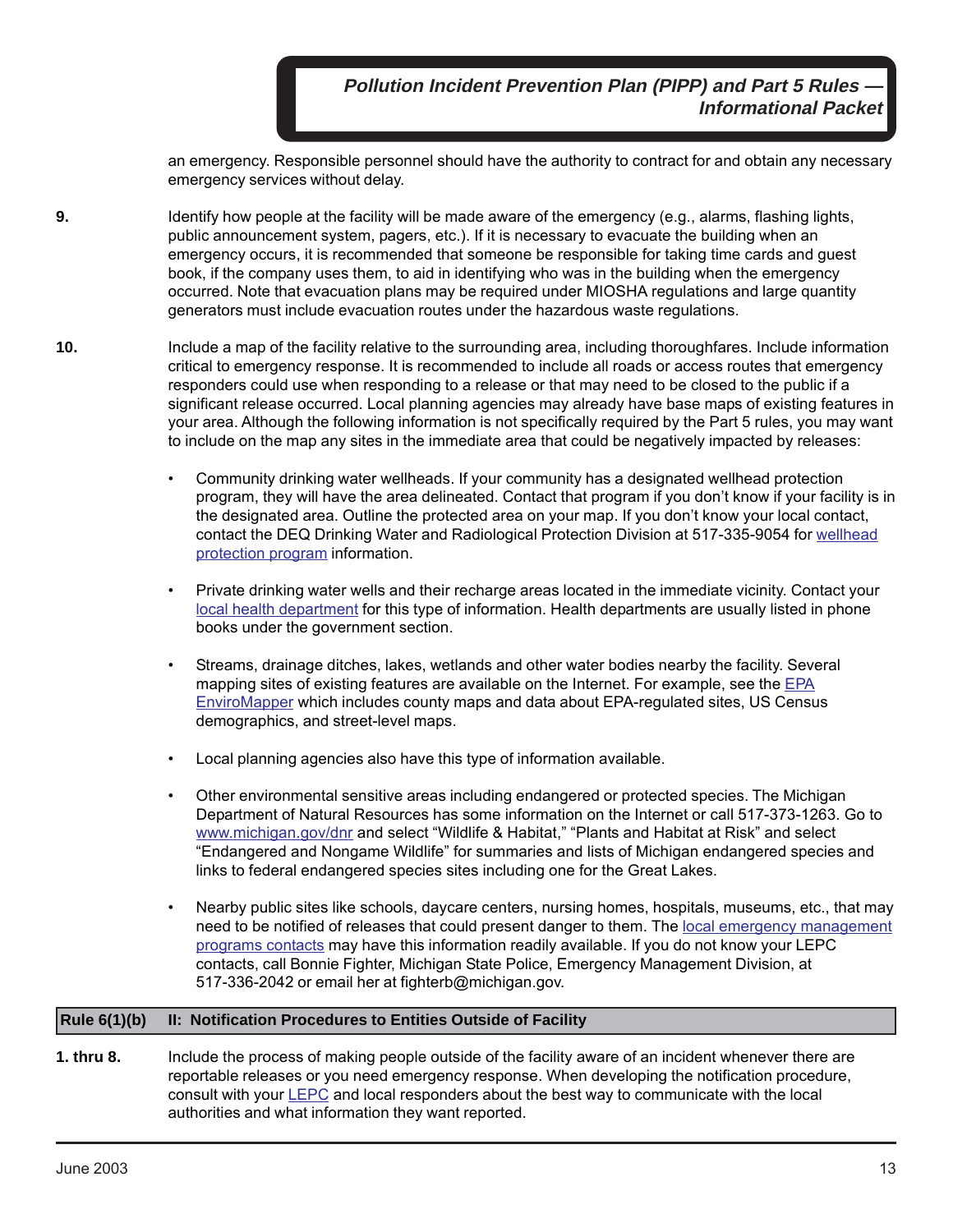an emergency. Responsible personnel should have the authority to contract for and obtain any necessary emergency services without delay.

**9.** Identify how people at the facility will be made aware of the emergency (e.g., alarms, flashing lights, public announcement system, pagers, etc.). If it is necessary to evacuate the building when an emergency occurs, it is recommended that someone be responsible for taking time cards and guest book, if the company uses them, to aid in identifying who was in the building when the emergency occurred. Note that evacuation plans may be required under MIOSHA regulations and large quantity generators must include evacuation routes under the hazardous waste regulations.

**10.** Include a map of the facility relative to the surrounding area, including thoroughfares. Include information critical to emergency response. It is recommended to include all roads or access routes that emergency responders could use when responding to a release or that may need to be closed to the public if a significant release occurred. Local planning agencies may already have base maps of existing features in your area. Although the following information is not specifically required by the Part 5 rules, you may want to include on the map any sites in the immediate area that could be negatively impacted by releases:

- Community drinking water wellheads. If your community has a designated wellhead protection program, they will have the area delineated. Contact that program if you don't know if your facility is in the designated area. Outline the protected area on your map. If you don't know your local contact, contact the DEQ Drinking Water and Radiological Protection Division at 517-335-9054 for wellhead protection program information.

- Private drinking water wells and their recharge areas located in the immediate vicinity. Contact your local health department for this type of information. Health departments are usually listed in phone books under the government section.

- Streams, drainage ditches, lakes, wetlands and other water bodies nearby the facility. Several mapping sites of existing features are available on the Internet. For example, see the EPA EnviroMapper which includes county maps and data about EPA-regulated sites, US Census demographics, and street-level maps.

- Local planning agencies also have this type of information available.

- Other environmental sensitive areas including endangered or protected species. The Michigan Department of Natural Resources has some information on the Internet or call 517-373-1263. Go to www.michigan.gov/dnr and select "Wildlife & Habitat," "Plants and Habitat at Risk" and select "Endangered and Nongame Wildlife" for summaries and lists of Michigan endangered species and links to federal endangered species sites including one for the Great Lakes.

- Nearby public sites like schools, daycare centers, nursing homes, hospitals, museums, etc., that may need to be notified of releases that could present danger to them. The local emergency management programs contacts may have this information readily available. If you do not know your LEPC contacts, call Bonnie Fighter, Michigan State Police, Emergency Management Division, at 517-336-2042 or email her at fighterb@michigan.gov.

## Rule 6(1)(b) II: Notification Procedures to Entities Outside of Facility

**1. thru 8.** Include the process of making people outside of the facility aware of an incident whenever there are reportable releases or you need emergency response. When developing the notification procedure, consult with your LEPC and local responders about the best way to communicate with the local authorities and what information they want reported.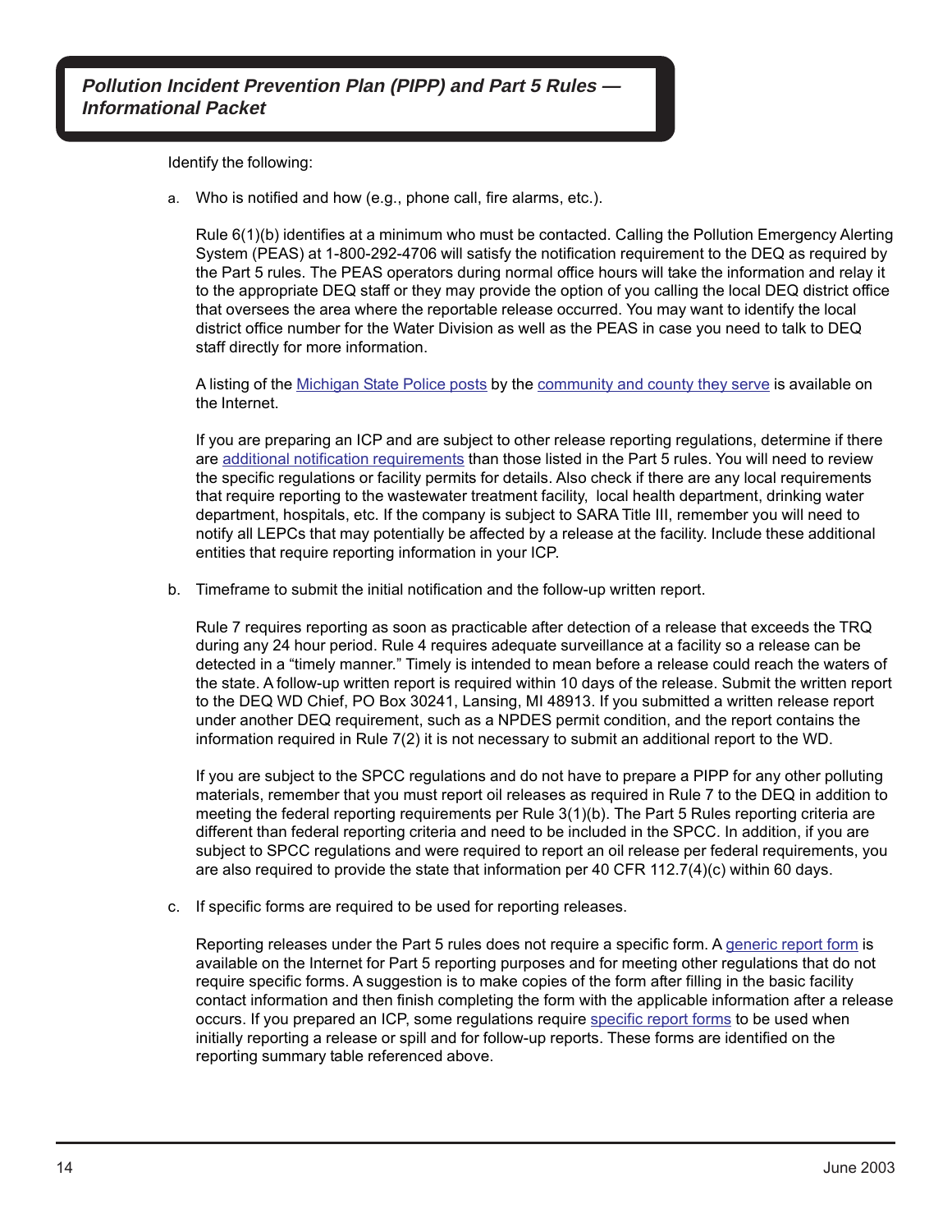Identify the following:

a. Who is notified and how (e.g., phone call, fire alarms, etc.).

   Rule 6(1)(b) identifies at a minimum who must be contacted. Calling the Pollution Emergency Alerting System (PEAS) at 1-800-292-4706 will satisfy the notification requirement to the DEQ as required by the Part 5 rules. The PEAS operators during normal office hours will take the information and relay it to the appropriate DEQ staff or they may provide the option of you calling the local DEQ district office that oversees the area where the reportable release occurred. You may want to identify the local district office number for the Water Division as well as the PEAS in case you need to talk to DEQ staff directly for more information.

   A listing of the Michigan State Police posts by the community and county they serve is available on the Internet.

   If you are preparing an ICP and are subject to other release reporting regulations, determine if there are additional notification requirements than those listed in the Part 5 rules. You will need to review the specific regulations or facility permits for details. Also check if there are any local requirements that require reporting to the wastewater treatment facility, local health department, drinking water department, hospitals, etc. If the company is subject to SARA Title III, remember you will need to notify all LEPCs that may potentially be affected by a release at the facility. Include these additional entities that require reporting information in your ICP.

b. Timeframe to submit the initial notification and the follow-up written report.

   Rule 7 requires reporting as soon as practicable after detection of a release that exceeds the TRQ during any 24 hour period. Rule 4 requires adequate surveillance at a facility so a release can be detected in a "timely manner." Timely is intended to mean before a release could reach the waters of the state. A follow-up written report is required within 10 days of the release. Submit the written report to the DEQ WD Chief, PO Box 30241, Lansing, MI 48913. If you submitted a written release report under another DEQ requirement, such as a NPDES permit condition, and the report contains the information required in Rule 7(2) it is not necessary to submit an additional report to the WD.

   If you are subject to the SPCC regulations and do not have to prepare a PIPP for any other polluting materials, remember that you must report oil releases as required in Rule 7 to the DEQ in addition to meeting the federal reporting requirements per Rule 3(1)(b). The Part 5 Rules reporting criteria are different than federal reporting criteria and need to be included in the SPCC. In addition, if you are subject to SPCC regulations and were required to report an oil release per federal requirements, you are also required to provide the state that information per 40 CFR 112.7(4)(c) within 60 days.

c. If specific forms are required to be used for reporting releases.

   Reporting releases under the Part 5 rules does not require a specific form. A generic report form is available on the Internet for Part 5 reporting purposes and for meeting other regulations that do not require specific forms. A suggestion is to make copies of the form after filling in the basic facility contact information and then finish completing the form with the applicable information after a release occurs. If you prepared an ICP, some regulations require specific report forms to be used when initially reporting a release or spill and for follow-up reports. These forms are identified on the reporting summary table referenced above.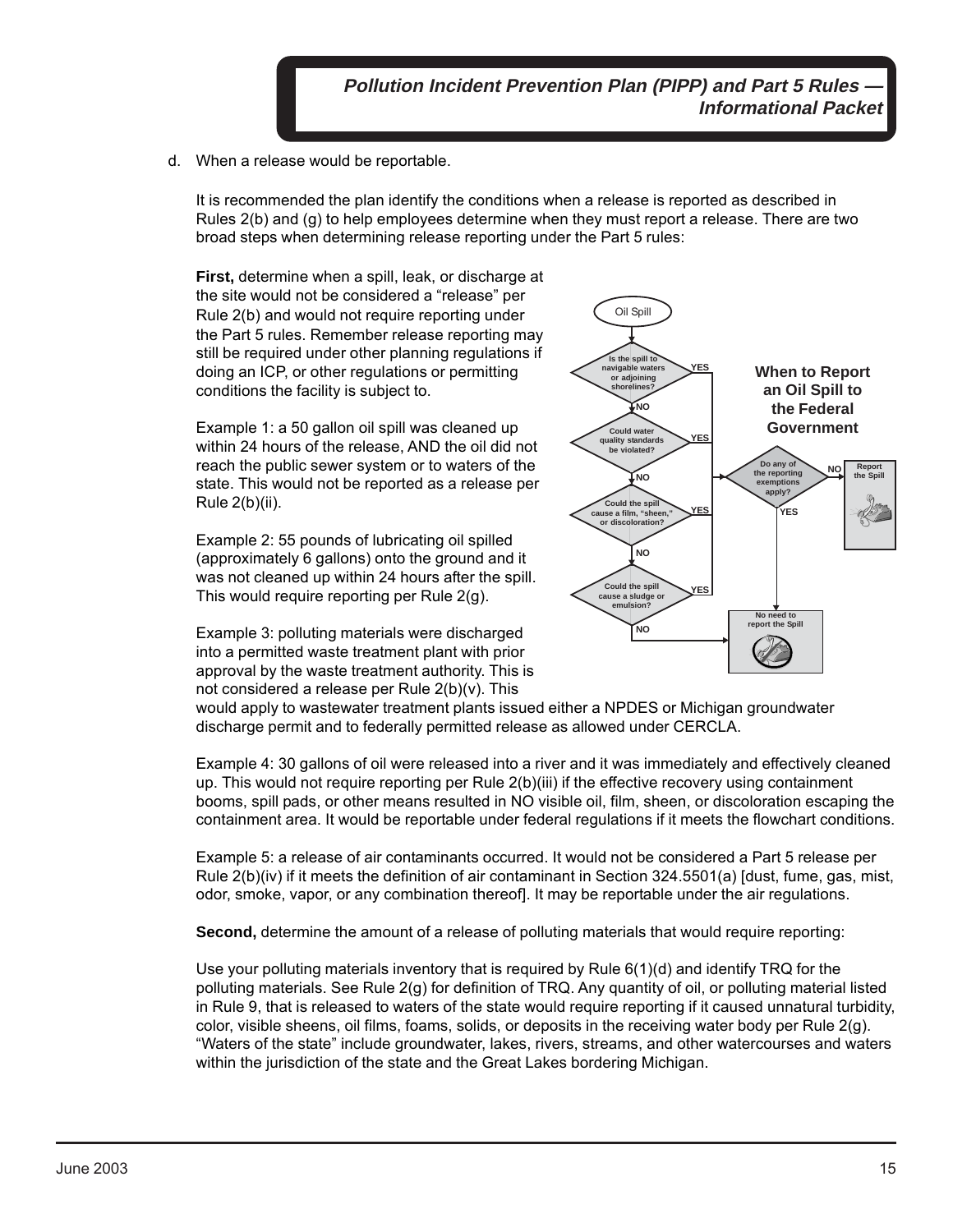d. When a release would be reportable.

It is recommended the plan identify the conditions when a release is reported as described in Rules 2(b) and (g) to help employees determine when they must report a release. There are two broad steps when determining release reporting under the Part 5 rules:

**First,** determine when a spill, leak, or discharge at the site would not be considered a "release" per Rule 2(b) and would not require reporting under the Part 5 rules. Remember release reporting may still be required under other planning regulations if doing an ICP, or other regulations or permitting conditions the facility is subject to.

Example 1: a 50 gallon oil spill was cleaned up within 24 hours of the release, AND the oil did not reach the public sewer system or to waters of the state. This would not be reported as a release per Rule 2(b)(ii).

Example 2: 55 pounds of lubricating oil spilled (approximately 6 gallons) onto the ground and it was not cleaned up within 24 hours after the spill. This would require reporting per Rule 2(g).

Example 3: polluting materials were discharged into a permitted waste treatment plant with prior approval by the waste treatment authority. This is not considered a release per Rule 2(b)(v). This would apply to wastewater treatment plants issued either a NPDES or Michigan groundwater discharge permit and to federally permitted release as allowed under CERCLA.

**When to Report an Oil Spill to the Federal Government**

- Oil Spill
- Is the spill to navigable waters or adjoining shorelines? YES → Do any of the reporting exemptions apply? NO → Next question
- Could water quality standards be violated? YES → Do any of the reporting exemptions apply? NO → Next question
- Could the spill cause a film, "sheen," or discoloration? YES → Do any of the reporting exemptions apply? NO → Next question
- Could the spill cause a sludge or emulsion? YES → Do any of the reporting exemptions apply? NO → No need to report the Spill
- Do any of the reporting exemptions apply? NO → Report the Spill; YES → No need to report the Spill

Example 4: 30 gallons of oil were released into a river and it was immediately and effectively cleaned up. This would not require reporting per Rule 2(b)(iii) if the effective recovery using containment booms, spill pads, or other means resulted in NO visible oil, film, sheen, or discoloration escaping the containment area. It would be reportable under federal regulations if it meets the flowchart conditions.

Example 5: a release of air contaminants occurred. It would not be considered a Part 5 release per Rule 2(b)(iv) if it meets the definition of air contaminant in Section 324.5501(a) [dust, fume, gas, mist, odor, smoke, vapor, or any combination thereof]. It may be reportable under the air regulations.

**Second,** determine the amount of a release of polluting materials that would require reporting:

Use your polluting materials inventory that is required by Rule 6(1)(d) and identify TRQ for the polluting materials. See Rule 2(g) for definition of TRQ. Any quantity of oil, or polluting material listed in Rule 9, that is released to waters of the state would require reporting if it caused unnatural turbidity, color, visible sheens, oil films, foams, solids, or deposits in the receiving water body per Rule 2(g). "Waters of the state" include groundwater, lakes, rivers, streams, and other watercourses and waters within the jurisdiction of the state and the Great Lakes bordering Michigan.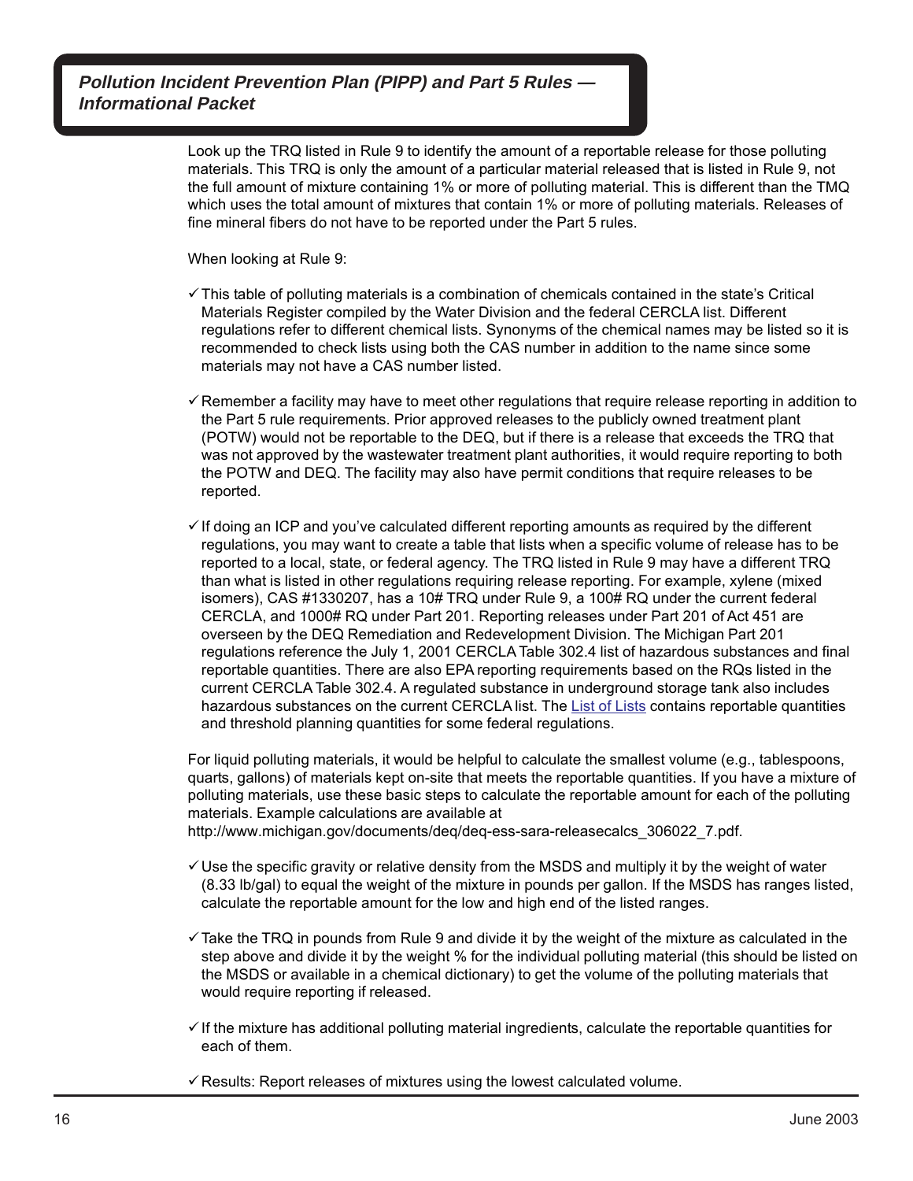Look up the TRQ listed in Rule 9 to identify the amount of a reportable release for those polluting materials. This TRQ is only the amount of a particular material released that is listed in Rule 9, not the full amount of mixture containing 1% or more of polluting material. This is different than the TMQ which uses the total amount of mixtures that contain 1% or more of polluting materials. Releases of fine mineral fibers do not have to be reported under the Part 5 rules.

When looking at Rule 9:

- ✓ This table of polluting materials is a combination of chemicals contained in the state's Critical Materials Register compiled by the Water Division and the federal CERCLA list. Different regulations refer to different chemical lists. Synonyms of the chemical names may be listed so it is recommended to check lists using both the CAS number in addition to the name since some materials may not have a CAS number listed.

- ✓ Remember a facility may have to meet other regulations that require release reporting in addition to the Part 5 rule requirements. Prior approved releases to the publicly owned treatment plant (POTW) would not be reportable to the DEQ, but if there is a release that exceeds the TRQ that was not approved by the wastewater treatment plant authorities, it would require reporting to both the POTW and DEQ. The facility may also have permit conditions that require releases to be reported.

- ✓ If doing an ICP and you've calculated different reporting amounts as required by the different regulations, you may want to create a table that lists when a specific volume of release has to be reported to a local, state, or federal agency. The TRQ listed in Rule 9 may have a different TRQ than what is listed in other regulations requiring release reporting. For example, xylene (mixed isomers), CAS #1330207, has a 10# TRQ under Rule 9, a 100# RQ under the current federal CERCLA, and 1000# RQ under Part 201. Reporting releases under Part 201 of Act 451 are overseen by the DEQ Remediation and Redevelopment Division. The Michigan Part 201 regulations reference the July 1, 2001 CERCLA Table 302.4 list of hazardous substances and final reportable quantities. There are also EPA reporting requirements based on the RQs listed in the current CERCLA Table 302.4. A regulated substance in underground storage tank also includes hazardous substances on the current CERCLA list. The List of Lists contains reportable quantities and threshold planning quantities for some federal regulations.

For liquid polluting materials, it would be helpful to calculate the smallest volume (e.g., tablespoons, quarts, gallons) of materials kept on-site that meets the reportable quantities. If you have a mixture of polluting materials, use these basic steps to calculate the reportable amount for each of the polluting materials. Example calculations are available at http://www.michigan.gov/documents/deq/deq-ess-sara-releasecalcs_306022_7.pdf.

- ✓ Use the specific gravity or relative density from the MSDS and multiply it by the weight of water (8.33 lb/gal) to equal the weight of the mixture in pounds per gallon. If the MSDS has ranges listed, calculate the reportable amount for the low and high end of the listed ranges.

- ✓ Take the TRQ in pounds from Rule 9 and divide it by the weight of the mixture as calculated in the step above and divide it by the weight % for the individual polluting material (this should be listed on the MSDS or available in a chemical dictionary) to get the volume of the polluting materials that would require reporting if released.

- ✓ If the mixture has additional polluting material ingredients, calculate the reportable quantities for each of them.

- ✓ Results: Report releases of mixtures using the lowest calculated volume.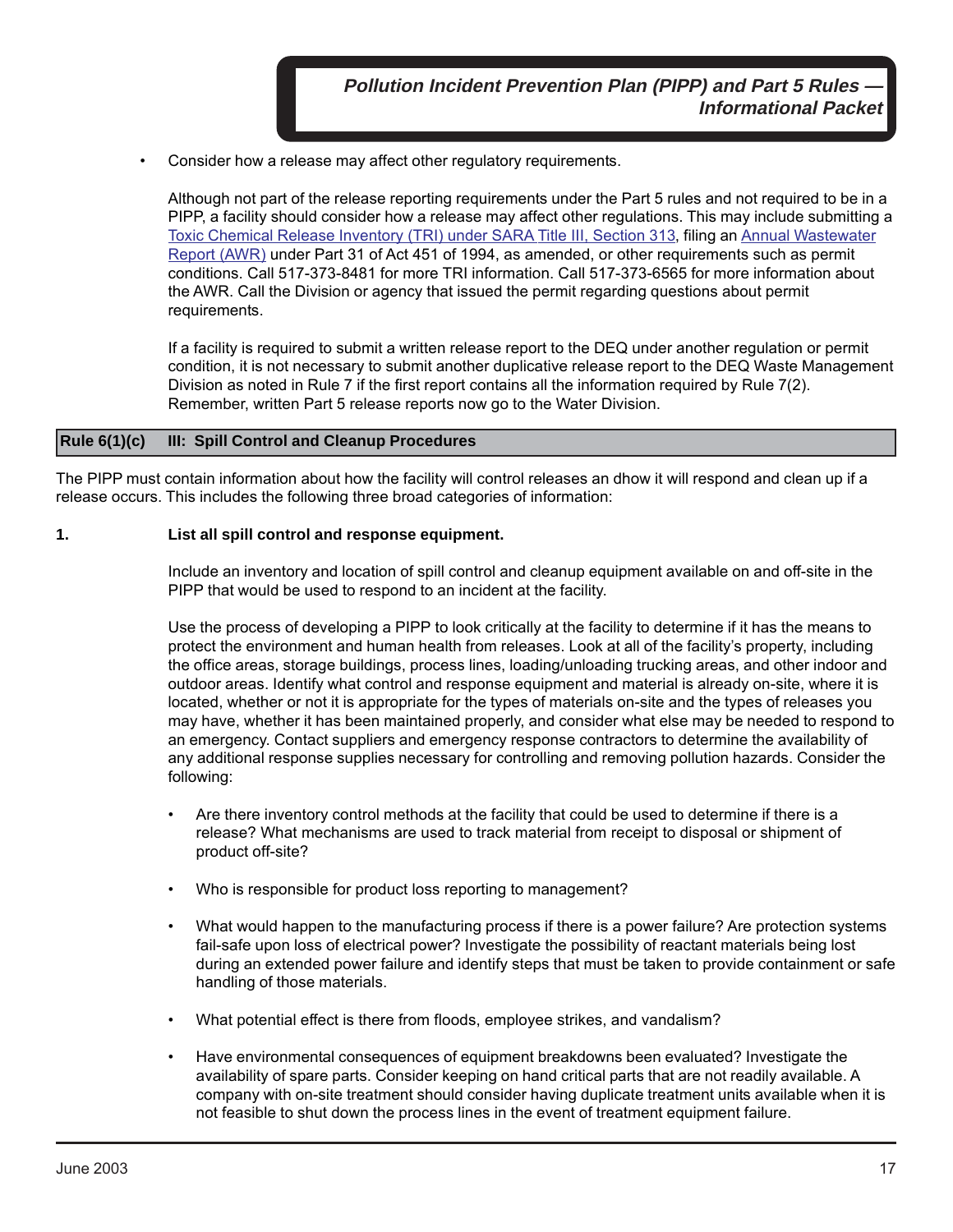- Consider how a release may affect other regulatory requirements.

  Although not part of the release reporting requirements under the Part 5 rules and not required to be in a PIPP, a facility should consider how a release may affect other regulations. This may include submitting a Toxic Chemical Release Inventory (TRI) under SARA Title III, Section 313, filing an Annual Wastewater Report (AWR) under Part 31 of Act 451 of 1994, as amended, or other requirements such as permit conditions. Call 517-373-8481 for more TRI information. Call 517-373-6565 for more information about the AWR. Call the Division or agency that issued the permit regarding questions about permit requirements.

  If a facility is required to submit a written release report to the DEQ under another regulation or permit condition, it is not necessary to submit another duplicative release report to the DEQ Waste Management Division as noted in Rule 7 if the first report contains all the information required by Rule 7(2). Remember, written Part 5 release reports now go to the Water Division.

## Rule 6(1)(c) III: Spill Control and Cleanup Procedures

The PIPP must contain information about how the facility will control releases an dhow it will respond and clean up if a release occurs. This includes the following three broad categories of information:

**1. List all spill control and response equipment.**

Include an inventory and location of spill control and cleanup equipment available on and off-site in the PIPP that would be used to respond to an incident at the facility.

Use the process of developing a PIPP to look critically at the facility to determine if it has the means to protect the environment and human health from releases. Look at all of the facility's property, including the office areas, storage buildings, process lines, loading/unloading trucking areas, and other indoor and outdoor areas. Identify what control and response equipment and material is already on-site, where it is located, whether or not it is appropriate for the types of materials on-site and the types of releases you may have, whether it has been maintained properly, and consider what else may be needed to respond to an emergency. Contact suppliers and emergency response contractors to determine the availability of any additional response supplies necessary for controlling and removing pollution hazards. Consider the following:

- Are there inventory control methods at the facility that could be used to determine if there is a release? What mechanisms are used to track material from receipt to disposal or shipment of product off-site?
- Who is responsible for product loss reporting to management?
- What would happen to the manufacturing process if there is a power failure? Are protection systems fail-safe upon loss of electrical power? Investigate the possibility of reactant materials being lost during an extended power failure and identify steps that must be taken to provide containment or safe handling of those materials.
- What potential effect is there from floods, employee strikes, and vandalism?
- Have environmental consequences of equipment breakdowns been evaluated? Investigate the availability of spare parts. Consider keeping on hand critical parts that are not readily available. A company with on-site treatment should consider having duplicate treatment units available when it is not feasible to shut down the process lines in the event of treatment equipment failure.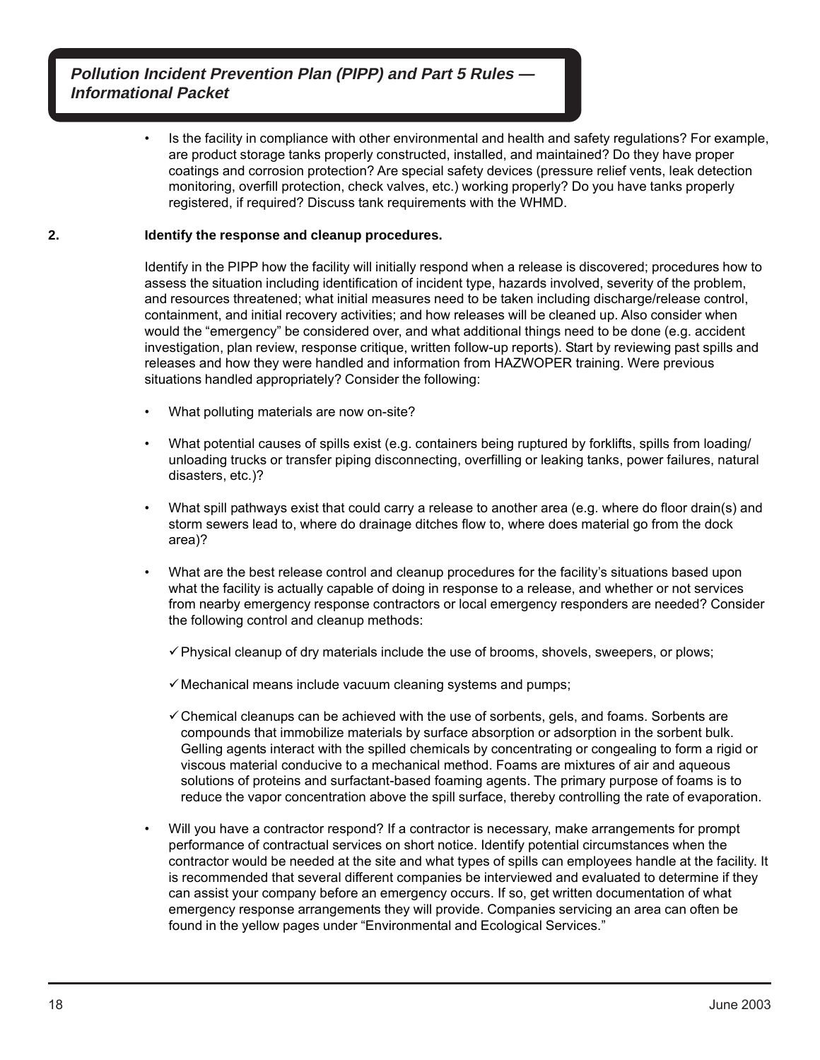- Is the facility in compliance with other environmental and health and safety regulations? For example, are product storage tanks properly constructed, installed, and maintained? Do they have proper coatings and corrosion protection? Are special safety devices (pressure relief vents, leak detection monitoring, overfill protection, check valves, etc.) working properly? Do you have tanks properly registered, if required? Discuss tank requirements with the WHMD.

**2. Identify the response and cleanup procedures.**

Identify in the PIPP how the facility will initially respond when a release is discovered; procedures how to assess the situation including identification of incident type, hazards involved, severity of the problem, and resources threatened; what initial measures need to be taken including discharge/release control, containment, and initial recovery activities; and how releases will be cleaned up. Also consider when would the "emergency" be considered over, and what additional things need to be done (e.g. accident investigation, plan review, response critique, written follow-up reports). Start by reviewing past spills and releases and how they were handled and information from HAZWOPER training. Were previous situations handled appropriately? Consider the following:

- What polluting materials are now on-site?
- What potential causes of spills exist (e.g. containers being ruptured by forklifts, spills from loading/unloading trucks or transfer piping disconnecting, overfilling or leaking tanks, power failures, natural disasters, etc.)?
- What spill pathways exist that could carry a release to another area (e.g. where do floor drain(s) and storm sewers lead to, where do drainage ditches flow to, where does material go from the dock area)?
- What are the best release control and cleanup procedures for the facility's situations based upon what the facility is actually capable of doing in response to a release, and whether or not services from nearby emergency response contractors or local emergency responders are needed? Consider the following control and cleanup methods:
  - ✓ Physical cleanup of dry materials include the use of brooms, shovels, sweepers, or plows;
  - ✓ Mechanical means include vacuum cleaning systems and pumps;
  - ✓ Chemical cleanups can be achieved with the use of sorbents, gels, and foams. Sorbents are compounds that immobilize materials by surface absorption or adsorption in the sorbent bulk. Gelling agents interact with the spilled chemicals by concentrating or congealing to form a rigid or viscous material conducive to a mechanical method. Foams are mixtures of air and aqueous solutions of proteins and surfactant-based foaming agents. The primary purpose of foams is to reduce the vapor concentration above the spill surface, thereby controlling the rate of evaporation.
- Will you have a contractor respond? If a contractor is necessary, make arrangements for prompt performance of contractual services on short notice. Identify potential circumstances when the contractor would be needed at the site and what types of spills can employees handle at the facility. It is recommended that several different companies be interviewed and evaluated to determine if they can assist your company before an emergency occurs. If so, get written documentation of what emergency response arrangements they will provide. Companies servicing an area can often be found in the yellow pages under "Environmental and Ecological Services."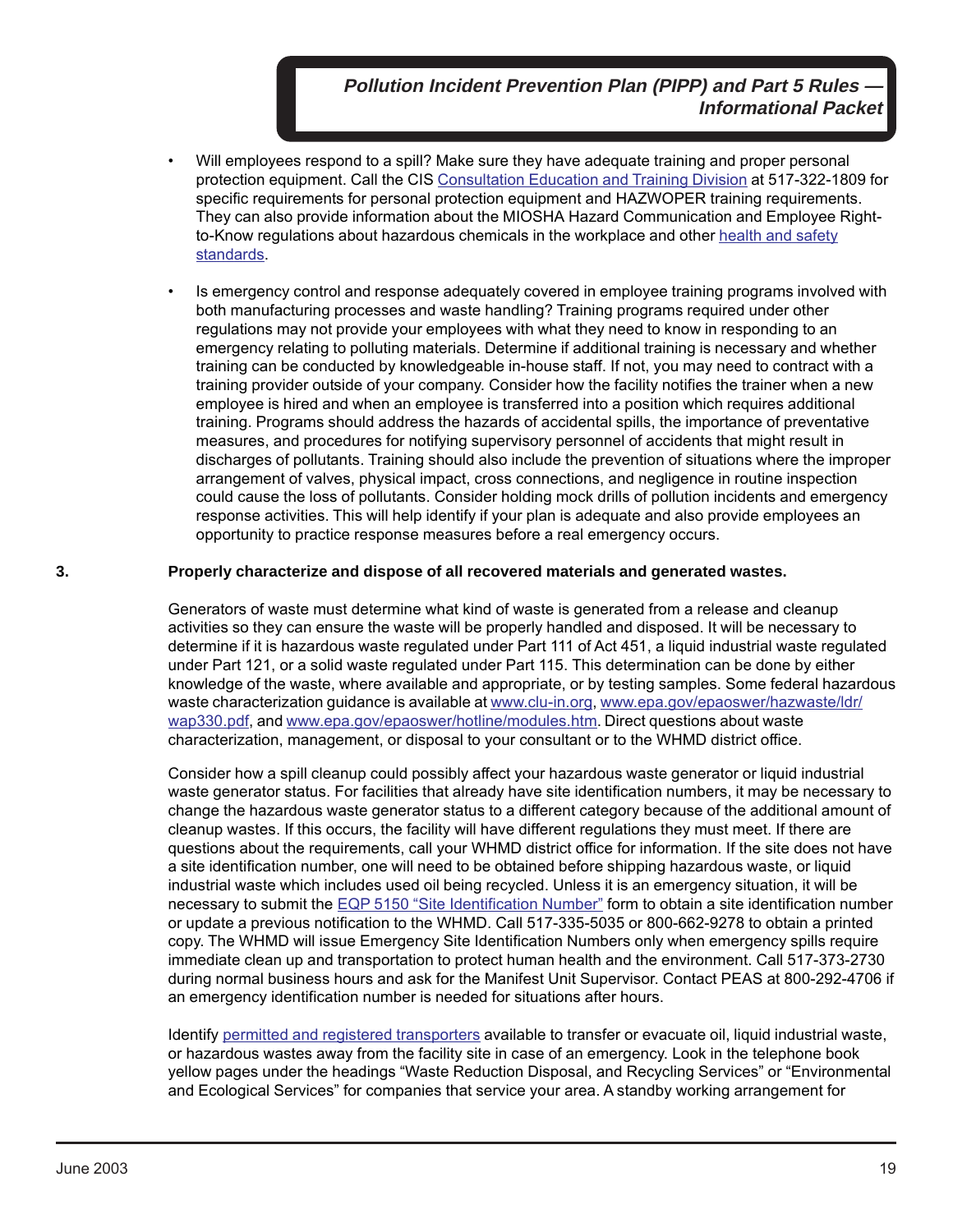- Will employees respond to a spill? Make sure they have adequate training and proper personal protection equipment. Call the CIS Consultation Education and Training Division at 517-322-1809 for specific requirements for personal protection equipment and HAZWOPER training requirements. They can also provide information about the MIOSHA Hazard Communication and Employee Right-to-Know regulations about hazardous chemicals in the workplace and other health and safety standards.

- Is emergency control and response adequately covered in employee training programs involved with both manufacturing processes and waste handling? Training programs required under other regulations may not provide your employees with what they need to know in responding to an emergency relating to polluting materials. Determine if additional training is necessary and whether training can be conducted by knowledgeable in-house staff. If not, you may need to contract with a training provider outside of your company. Consider how the facility notifies the trainer when a new employee is hired and when an employee is transferred into a position which requires additional training. Programs should address the hazards of accidental spills, the importance of preventative measures, and procedures for notifying supervisory personnel of accidents that might result in discharges of pollutants. Training should also include the prevention of situations where the improper arrangement of valves, physical impact, cross connections, and negligence in routine inspection could cause the loss of pollutants. Consider holding mock drills of pollution incidents and emergency response activities. This will help identify if your plan is adequate and also provide employees an opportunity to practice response measures before a real emergency occurs.

**3. Properly characterize and dispose of all recovered materials and generated wastes.**

Generators of waste must determine what kind of waste is generated from a release and cleanup activities so they can ensure the waste will be properly handled and disposed. It will be necessary to determine if it is hazardous waste regulated under Part 111 of Act 451, a liquid industrial waste regulated under Part 121, or a solid waste regulated under Part 115. This determination can be done by either knowledge of the waste, where available and appropriate, or by testing samples. Some federal hazardous waste characterization guidance is available at www.clu-in.org, www.epa.gov/epaoswer/hazwaste/ldr/wap330.pdf, and www.epa.gov/epaoswer/hotline/modules.htm. Direct questions about waste characterization, management, or disposal to your consultant or to the WHMD district office.

Consider how a spill cleanup could possibly affect your hazardous waste generator or liquid industrial waste generator status. For facilities that already have site identification numbers, it may be necessary to change the hazardous waste generator status to a different category because of the additional amount of cleanup wastes. If this occurs, the facility will have different regulations they must meet. If there are questions about the requirements, call your WHMD district office for information. If the site does not have a site identification number, one will need to be obtained before shipping hazardous waste, or liquid industrial waste which includes used oil being recycled. Unless it is an emergency situation, it will be necessary to submit the EQP 5150 "Site Identification Number" form to obtain a site identification number or update a previous notification to the WHMD. Call 517-335-5035 or 800-662-9278 to obtain a printed copy. The WHMD will issue Emergency Site Identification Numbers only when emergency spills require immediate clean up and transportation to protect human health and the environment. Call 517-373-2730 during normal business hours and ask for the Manifest Unit Supervisor. Contact PEAS at 800-292-4706 if an emergency identification number is needed for situations after hours.

Identify permitted and registered transporters available to transfer or evacuate oil, liquid industrial waste, or hazardous wastes away from the facility site in case of an emergency. Look in the telephone book yellow pages under the headings "Waste Reduction Disposal, and Recycling Services" or "Environmental and Ecological Services" for companies that service your area. A standby working arrangement for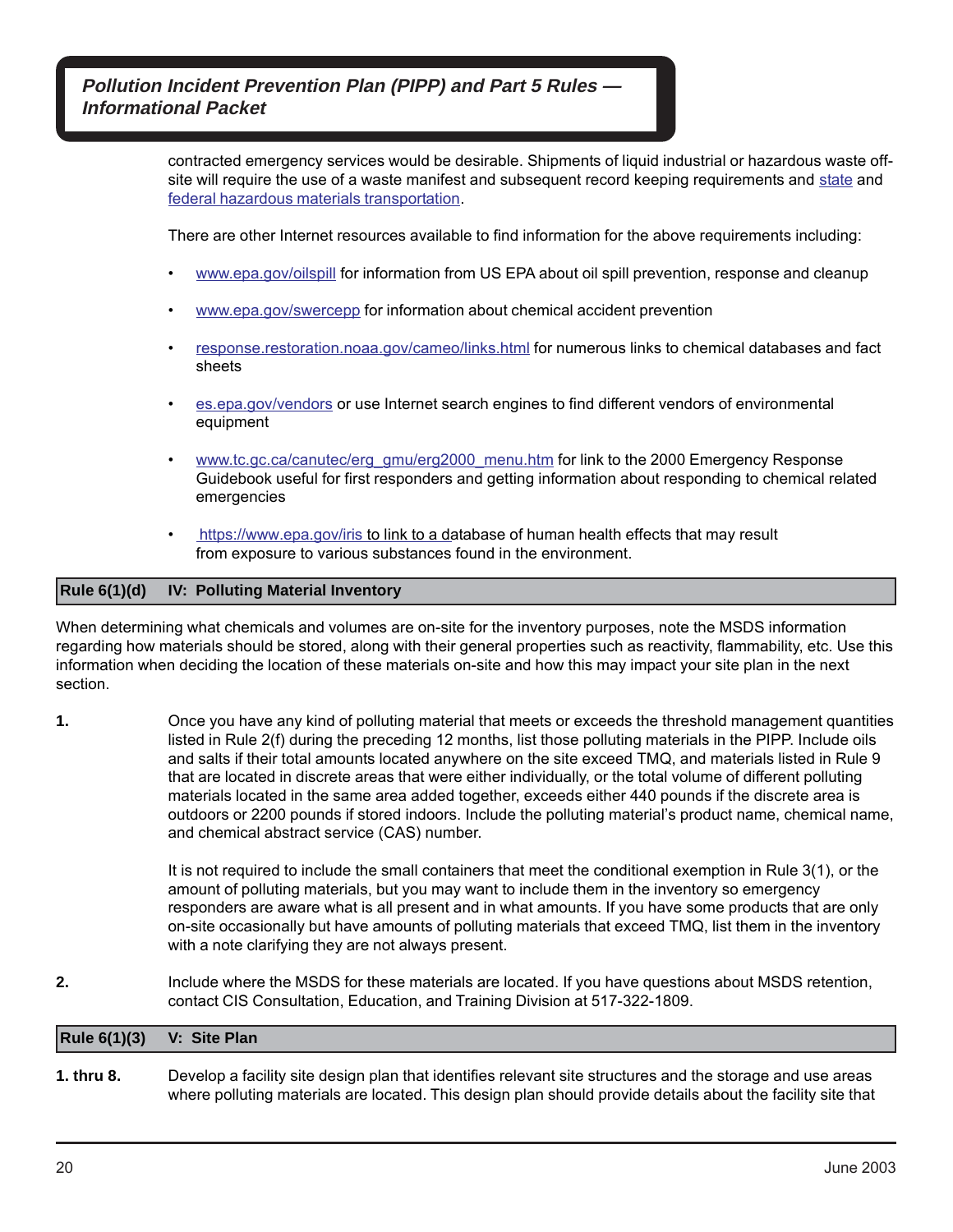contracted emergency services would be desirable. Shipments of liquid industrial or hazardous waste off-site will require the use of a waste manifest and subsequent record keeping requirements and state and federal hazardous materials transportation.

There are other Internet resources available to find information for the above requirements including:

- www.epa.gov/oilspill for information from US EPA about oil spill prevention, response and cleanup
- www.epa.gov/swercepp for information about chemical accident prevention
- response.restoration.noaa.gov/cameo/links.html for numerous links to chemical databases and fact sheets
- es.epa.gov/vendors or use Internet search engines to find different vendors of environmental equipment
- www.tc.gc.ca/canutec/erg_gmu/erg2000_menu.htm for link to the 2000 Emergency Response Guidebook useful for first responders and getting information about responding to chemical related emergencies
- https://www.epa.gov/iris to link to a database of human health effects that may result from exposure to various substances found in the environment.

## Rule 6(1)(d) IV: Polluting Material Inventory

When determining what chemicals and volumes are on-site for the inventory purposes, note the MSDS information regarding how materials should be stored, along with their general properties such as reactivity, flammability, etc. Use this information when deciding the location of these materials on-site and how this may impact your site plan in the next section.

**1.** Once you have any kind of polluting material that meets or exceeds the threshold management quantities listed in Rule 2(f) during the preceding 12 months, list those polluting materials in the PIPP. Include oils and salts if their total amounts located anywhere on the site exceed TMQ, and materials listed in Rule 9 that are located in discrete areas that were either individually, or the total volume of different polluting materials located in the same area added together, exceeds either 440 pounds if the discrete area is outdoors or 2200 pounds if stored indoors. Include the polluting material's product name, chemical name, and chemical abstract service (CAS) number.

It is not required to include the small containers that meet the conditional exemption in Rule 3(1), or the amount of polluting materials, but you may want to include them in the inventory so emergency responders are aware what is all present and in what amounts. If you have some products that are only on-site occasionally but have amounts of polluting materials that exceed TMQ, list them in the inventory with a note clarifying they are not always present.

**2.** Include where the MSDS for these materials are located. If you have questions about MSDS retention, contact CIS Consultation, Education, and Training Division at 517-322-1809.

## Rule 6(1)(3) V: Site Plan

**1. thru 8.** Develop a facility site design plan that identifies relevant site structures and the storage and use areas where polluting materials are located. This design plan should provide details about the facility site that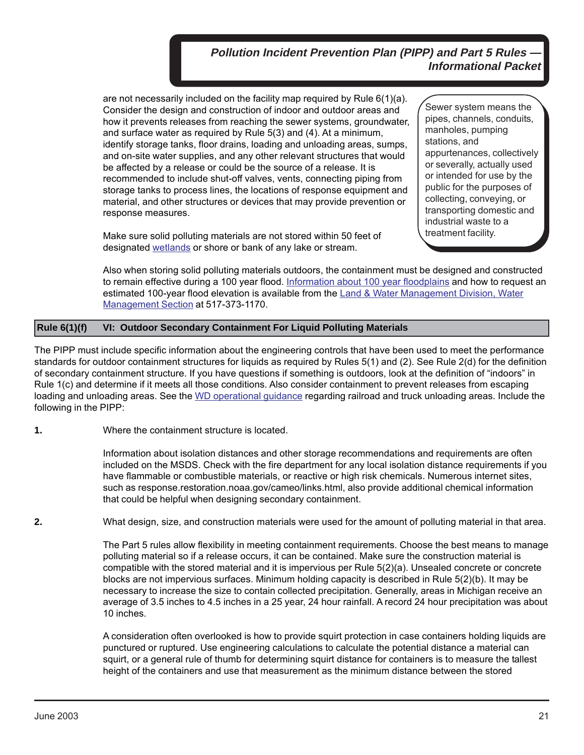are not necessarily included on the facility map required by Rule 6(1)(a). Consider the design and construction of indoor and outdoor areas and how it prevents releases from reaching the sewer systems, groundwater, and surface water as required by Rule 5(3) and (4). At a minimum, identify storage tanks, floor drains, loading and unloading areas, sumps, and on-site water supplies, and any other relevant structures that would be affected by a release or could be the source of a release. It is recommended to include shut-off valves, vents, connecting piping from storage tanks to process lines, the locations of response equipment and material, and other structures or devices that may provide prevention or response measures.

> Sewer system means the pipes, channels, conduits, manholes, pumping stations, and appurtenances, collectively or severally, actually used or intended for use by the public for the purposes of collecting, conveying, or transporting domestic and industrial waste to a treatment facility.

Make sure solid polluting materials are not stored within 50 feet of designated wetlands or shore or bank of any lake or stream.

Also when storing solid polluting materials outdoors, the containment must be designed and constructed to remain effective during a 100 year flood. Information about 100 year floodplains and how to request an estimated 100-year flood elevation is available from the Land & Water Management Division, Water Management Section at 517-373-1170.

## Rule 6(1)(f) VI: Outdoor Secondary Containment For Liquid Polluting Materials

The PIPP must include specific information about the engineering controls that have been used to meet the performance standards for outdoor containment structures for liquids as required by Rules 5(1) and (2). See Rule 2(d) for the definition of secondary containment structure. If you have questions if something is outdoors, look at the definition of "indoors" in Rule 1(c) and determine if it meets all those conditions. Also consider containment to prevent releases from escaping loading and unloading areas. See the WD operational guidance regarding railroad and truck unloading areas. Include the following in the PIPP:

**1.** Where the containment structure is located.

Information about isolation distances and other storage recommendations and requirements are often included on the MSDS. Check with the fire department for any local isolation distance requirements if you have flammable or combustible materials, or reactive or high risk chemicals. Numerous internet sites, such as response.restoration.noaa.gov/cameo/links.html, also provide additional chemical information that could be helpful when designing secondary containment.

**2.** What design, size, and construction materials were used for the amount of polluting material in that area.

The Part 5 rules allow flexibility in meeting containment requirements. Choose the best means to manage polluting material so if a release occurs, it can be contained. Make sure the construction material is compatible with the stored material and it is impervious per Rule 5(2)(a). Unsealed concrete or concrete blocks are not impervious surfaces. Minimum holding capacity is described in Rule 5(2)(b). It may be necessary to increase the size to contain collected precipitation. Generally, areas in Michigan receive an average of 3.5 inches to 4.5 inches in a 25 year, 24 hour rainfall. A record 24 hour precipitation was about 10 inches.

A consideration often overlooked is how to provide squirt protection in case containers holding liquids are punctured or ruptured. Use engineering calculations to calculate the potential distance a material can squirt, or a general rule of thumb for determining squirt distance for containers is to measure the tallest height of the containers and use that measurement as the minimum distance between the stored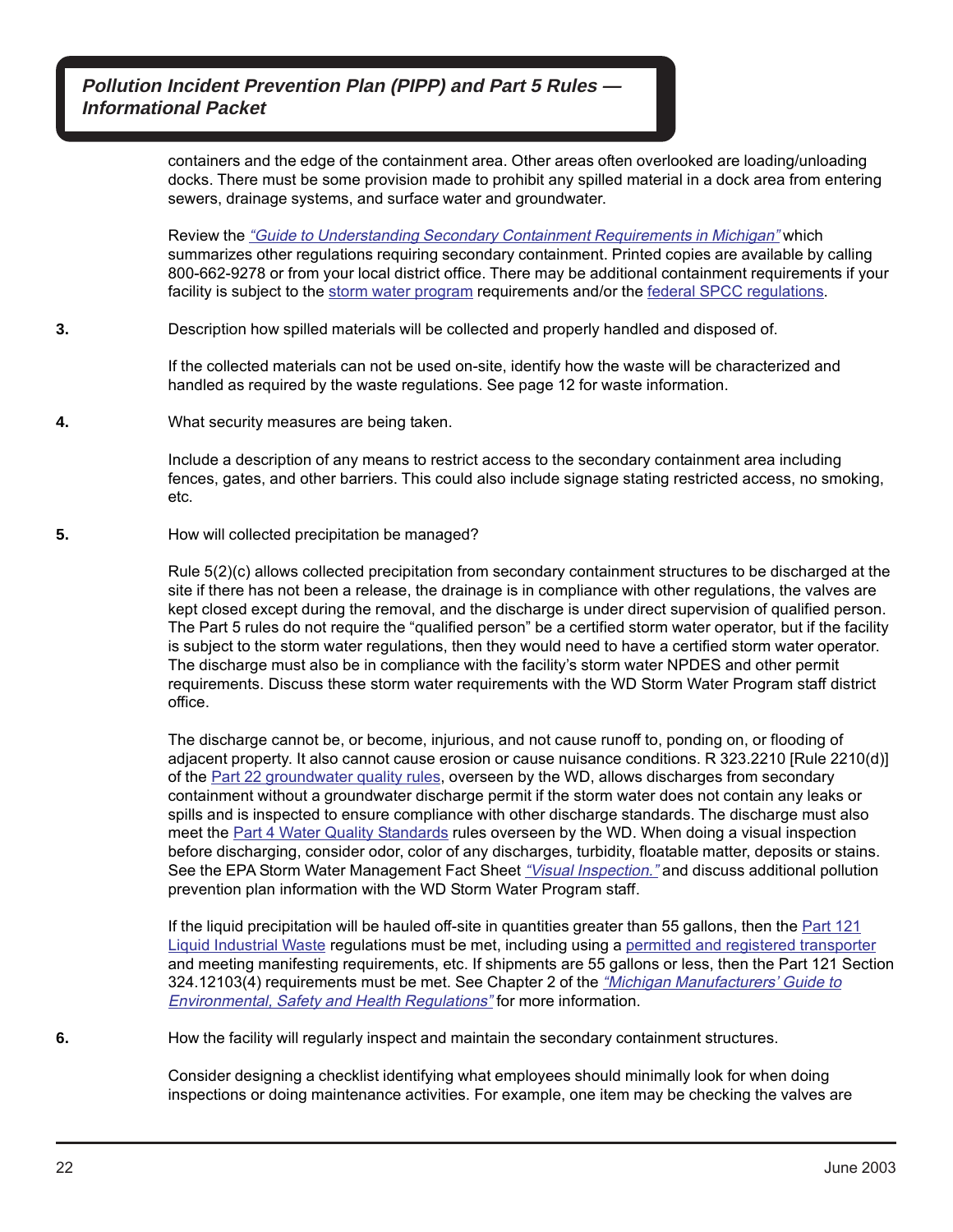containers and the edge of the containment area. Other areas often overlooked are loading/unloading docks. There must be some provision made to prohibit any spilled material in a dock area from entering sewers, drainage systems, and surface water and groundwater.

Review the *"Guide to Understanding Secondary Containment Requirements in Michigan"* which summarizes other regulations requiring secondary containment. Printed copies are available by calling 800-662-9278 or from your local district office. There may be additional containment requirements if your facility is subject to the storm water program requirements and/or the federal SPCC regulations.

**3.** Description how spilled materials will be collected and properly handled and disposed of.

If the collected materials can not be used on-site, identify how the waste will be characterized and handled as required by the waste regulations. See page 12 for waste information.

**4.** What security measures are being taken.

Include a description of any means to restrict access to the secondary containment area including fences, gates, and other barriers. This could also include signage stating restricted access, no smoking, etc.

**5.** How will collected precipitation be managed?

Rule 5(2)(c) allows collected precipitation from secondary containment structures to be discharged at the site if there has not been a release, the drainage is in compliance with other regulations, the valves are kept closed except during the removal, and the discharge is under direct supervision of qualified person. The Part 5 rules do not require the "qualified person" be a certified storm water operator, but if the facility is subject to the storm water regulations, then they would need to have a certified storm water operator. The discharge must also be in compliance with the facility's storm water NPDES and other permit requirements. Discuss these storm water requirements with the WD Storm Water Program staff district office.

The discharge cannot be, or become, injurious, and not cause runoff to, ponding on, or flooding of adjacent property. It also cannot cause erosion or cause nuisance conditions. R 323.2210 [Rule 2210(d)] of the Part 22 groundwater quality rules, overseen by the WD, allows discharges from secondary containment without a groundwater discharge permit if the storm water does not contain any leaks or spills and is inspected to ensure compliance with other discharge standards. The discharge must also meet the Part 4 Water Quality Standards rules overseen by the WD. When doing a visual inspection before discharging, consider odor, color of any discharges, turbidity, floatable matter, deposits or stains. See the EPA Storm Water Management Fact Sheet *"Visual Inspection."* and discuss additional pollution prevention plan information with the WD Storm Water Program staff.

If the liquid precipitation will be hauled off-site in quantities greater than 55 gallons, then the Part 121 Liquid Industrial Waste regulations must be met, including using a permitted and registered transporter and meeting manifesting requirements, etc. If shipments are 55 gallons or less, then the Part 121 Section 324.12103(4) requirements must be met. See Chapter 2 of the *"Michigan Manufacturers' Guide to Environmental, Safety and Health Regulations"* for more information.

**6.** How the facility will regularly inspect and maintain the secondary containment structures.

Consider designing a checklist identifying what employees should minimally look for when doing inspections or doing maintenance activities. For example, one item may be checking the valves are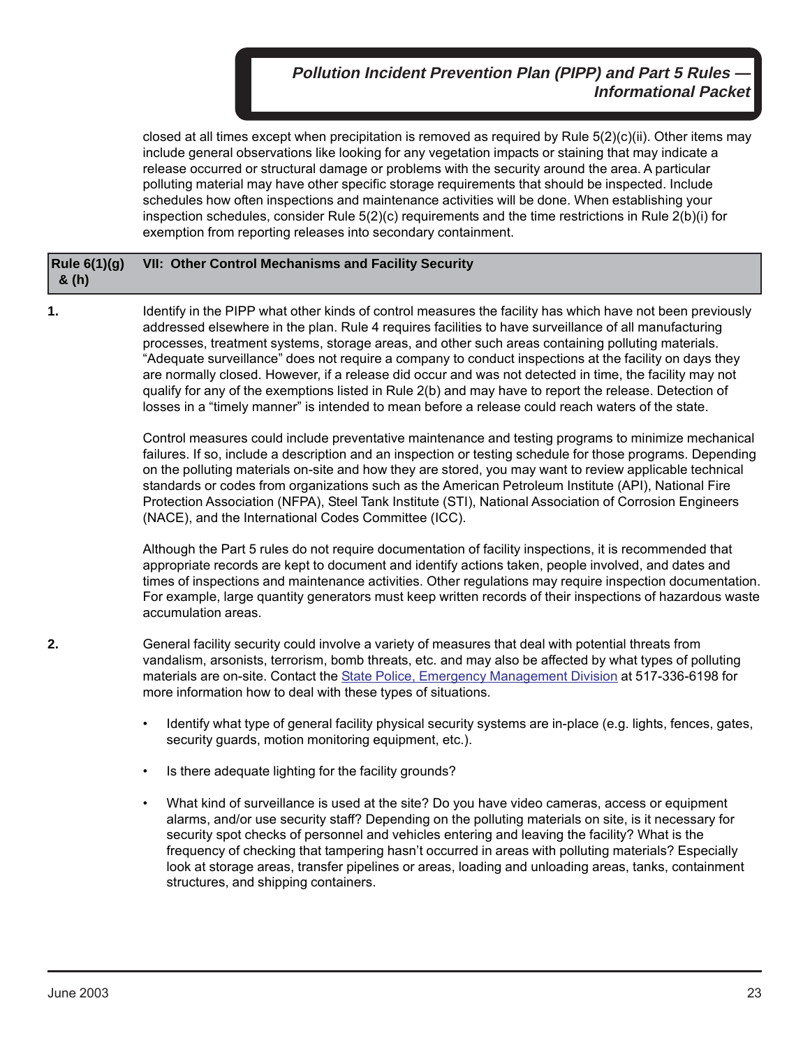closed at all times except when precipitation is removed as required by Rule 5(2)(c)(ii). Other items may include general observations like looking for any vegetation impacts or staining that may indicate a release occurred or structural damage or problems with the security around the area. A particular polluting material may have other specific storage requirements that should be inspected. Include schedules how often inspections and maintenance activities will be done. When establishing your inspection schedules, consider Rule 5(2)(c) requirements and the time restrictions in Rule 2(b)(i) for exemption from reporting releases into secondary containment.

| Rule 6(1)(g) & (h) | VII: Other Control Mechanisms and Facility Security |
|---|---|

**1.** Identify in the PIPP what other kinds of control measures the facility has which have not been previously addressed elsewhere in the plan. Rule 4 requires facilities to have surveillance of all manufacturing processes, treatment systems, storage areas, and other such areas containing polluting materials. "Adequate surveillance" does not require a company to conduct inspections at the facility on days they are normally closed. However, if a release did occur and was not detected in time, the facility may not qualify for any of the exemptions listed in Rule 2(b) and may have to report the release. Detection of losses in a "timely manner" is intended to mean before a release could reach waters of the state.

Control measures could include preventative maintenance and testing programs to minimize mechanical failures. If so, include a description and an inspection or testing schedule for those programs. Depending on the polluting materials on-site and how they are stored, you may want to review applicable technical standards or codes from organizations such as the American Petroleum Institute (API), National Fire Protection Association (NFPA), Steel Tank Institute (STI), National Association of Corrosion Engineers (NACE), and the International Codes Committee (ICC).

Although the Part 5 rules do not require documentation of facility inspections, it is recommended that appropriate records are kept to document and identify actions taken, people involved, and dates and times of inspections and maintenance activities. Other regulations may require inspection documentation. For example, large quantity generators must keep written records of their inspections of hazardous waste accumulation areas.

**2.** General facility security could involve a variety of measures that deal with potential threats from vandalism, arsonists, terrorism, bomb threats, etc. and may also be affected by what types of polluting materials are on-site. Contact the State Police, Emergency Management Division at 517-336-6198 for more information how to deal with these types of situations.

- Identify what type of general facility physical security systems are in-place (e.g. lights, fences, gates, security guards, motion monitoring equipment, etc.).
- Is there adequate lighting for the facility grounds?
- What kind of surveillance is used at the site? Do you have video cameras, access or equipment alarms, and/or use security staff? Depending on the polluting materials on site, is it necessary for security spot checks of personnel and vehicles entering and leaving the facility? What is the frequency of checking that tampering hasn't occurred in areas with polluting materials? Especially look at storage areas, transfer pipelines or areas, loading and unloading areas, tanks, containment structures, and shipping containers.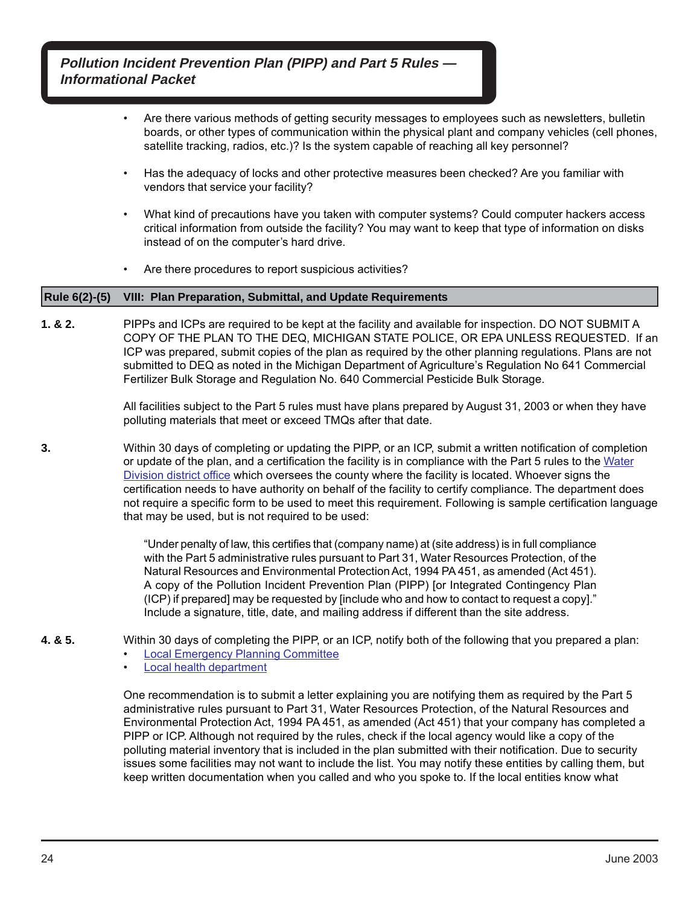- Are there various methods of getting security messages to employees such as newsletters, bulletin boards, or other types of communication within the physical plant and company vehicles (cell phones, satellite tracking, radios, etc.)? Is the system capable of reaching all key personnel?

- Has the adequacy of locks and other protective measures been checked? Are you familiar with vendors that service your facility?

- What kind of precautions have you taken with computer systems? Could computer hackers access critical information from outside the facility? You may want to keep that type of information on disks instead of on the computer's hard drive.

- Are there procedures to report suspicious activities?

## Rule 6(2)-(5) VIII: Plan Preparation, Submittal, and Update Requirements

**1. & 2.** PIPPs and ICPs are required to be kept at the facility and available for inspection. DO NOT SUBMIT A COPY OF THE PLAN TO THE DEQ, MICHIGAN STATE POLICE, OR EPA UNLESS REQUESTED. If an ICP was prepared, submit copies of the plan as required by the other planning regulations. Plans are not submitted to DEQ as noted in the Michigan Department of Agriculture's Regulation No 641 Commercial Fertilizer Bulk Storage and Regulation No. 640 Commercial Pesticide Bulk Storage.

All facilities subject to the Part 5 rules must have plans prepared by August 31, 2003 or when they have polluting materials that meet or exceed TMQs after that date.

**3.** Within 30 days of completing or updating the PIPP, or an ICP, submit a written notification of completion or update of the plan, and a certification the facility is in compliance with the Part 5 rules to the Water Division district office which oversees the county where the facility is located. Whoever signs the certification needs to have authority on behalf of the facility to certify compliance. The department does not require a specific form to be used to meet this requirement. Following is sample certification language that may be used, but is not required to be used:

> "Under penalty of law, this certifies that (company name) at (site address) is in full compliance with the Part 5 administrative rules pursuant to Part 31, Water Resources Protection, of the Natural Resources and Environmental Protection Act, 1994 PA 451, as amended (Act 451). A copy of the Pollution Incident Prevention Plan (PIPP) [or Integrated Contingency Plan (ICP) if prepared] may be requested by [include who and how to contact to request a copy]." Include a signature, title, date, and mailing address if different than the site address.

**4. & 5.** Within 30 days of completing the PIPP, or an ICP, notify both of the following that you prepared a plan:

- Local Emergency Planning Committee
- Local health department

One recommendation is to submit a letter explaining you are notifying them as required by the Part 5 administrative rules pursuant to Part 31, Water Resources Protection, of the Natural Resources and Environmental Protection Act, 1994 PA 451, as amended (Act 451) that your company has completed a PIPP or ICP. Although not required by the rules, check if the local agency would like a copy of the polluting material inventory that is included in the plan submitted with their notification. Due to security issues some facilities may not want to include the list. You may notify these entities by calling them, but keep written documentation when you called and who you spoke to. If the local entities know what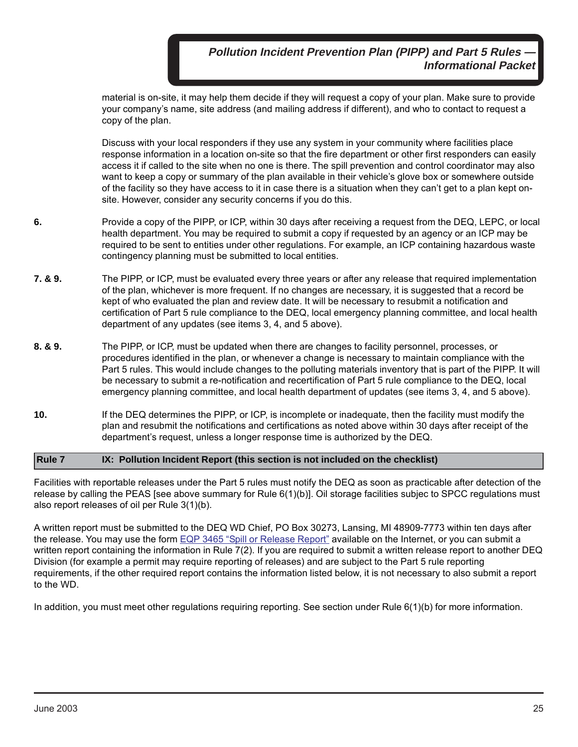material is on-site, it may help them decide if they will request a copy of your plan. Make sure to provide your company's name, site address (and mailing address if different), and who to contact to request a copy of the plan.

Discuss with your local responders if they use any system in your community where facilities place response information in a location on-site so that the fire department or other first responders can easily access it if called to the site when no one is there. The spill prevention and control coordinator may also want to keep a copy or summary of the plan available in their vehicle's glove box or somewhere outside of the facility so they have access to it in case there is a situation when they can't get to a plan kept on-site. However, consider any security concerns if you do this.

**6.** Provide a copy of the PIPP, or ICP, within 30 days after receiving a request from the DEQ, LEPC, or local health department. You may be required to submit a copy if requested by an agency or an ICP may be required to be sent to entities under other regulations. For example, an ICP containing hazardous waste contingency planning must be submitted to local entities.

**7. & 9.** The PIPP, or ICP, must be evaluated every three years or after any release that required implementation of the plan, whichever is more frequent. If no changes are necessary, it is suggested that a record be kept of who evaluated the plan and review date. It will be necessary to resubmit a notification and certification of Part 5 rule compliance to the DEQ, local emergency planning committee, and local health department of any updates (see items 3, 4, and 5 above).

**8. & 9.** The PIPP, or ICP, must be updated when there are changes to facility personnel, processes, or procedures identified in the plan, or whenever a change is necessary to maintain compliance with the Part 5 rules. This would include changes to the polluting materials inventory that is part of the PIPP. It will be necessary to submit a re-notification and recertification of Part 5 rule compliance to the DEQ, local emergency planning committee, and local health department of updates (see items 3, 4, and 5 above).

**10.** If the DEQ determines the PIPP, or ICP, is incomplete or inadequate, then the facility must modify the plan and resubmit the notifications and certifications as noted above within 30 days after receipt of the department's request, unless a longer response time is authorized by the DEQ.

## Rule 7 — IX: Pollution Incident Report (this section is not included on the checklist)

Facilities with reportable releases under the Part 5 rules must notify the DEQ as soon as practicable after detection of the release by calling the PEAS [see above summary for Rule 6(1)(b)]. Oil storage facilities subjec to SPCC regulations must also report releases of oil per Rule 3(1)(b).

A written report must be submitted to the DEQ WD Chief, PO Box 30273, Lansing, MI 48909-7773 within ten days after the release. You may use the form EQP 3465 "Spill or Release Report" available on the Internet, or you can submit a written report containing the information in Rule 7(2). If you are required to submit a written release report to another DEQ Division (for example a permit may require reporting of releases) and are subject to the Part 5 rule reporting requirements, if the other required report contains the information listed below, it is not necessary to also submit a report to the WD.

In addition, you must meet other regulations requiring reporting. See section under Rule 6(1)(b) for more information.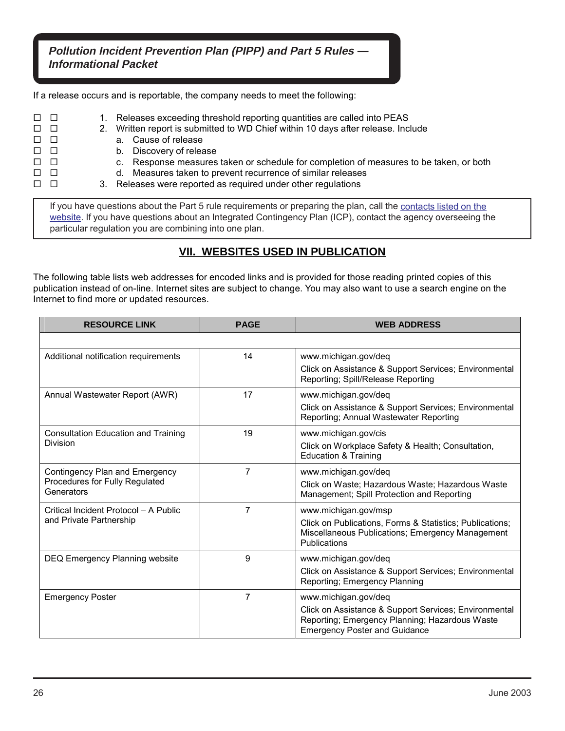**Pollution Incident Prevention Plan (PIPP) and Part 5 Rules — Informational Packet**

If a release occurs and is reportable, the company needs to meet the following:

- ☐ ☐ 1. Releases exceeding threshold reporting quantities are called into PEAS
- ☐ ☐ 2. Written report is submitted to WD Chief within 10 days after release. Include
- ☐ ☐ a. Cause of release
- ☐ ☐ b. Discovery of release
- ☐ ☐ c. Response measures taken or schedule for completion of measures to be taken, or both
- ☐ ☐ d. Measures taken to prevent recurrence of similar releases
- ☐ ☐ 3. Releases were reported as required under other regulations

> If you have questions about the Part 5 rule requirements or preparing the plan, call the contacts listed on the website. If you have questions about an Integrated Contingency Plan (ICP), contact the agency overseeing the particular regulation you are combining into one plan.

## VII. WEBSITES USED IN PUBLICATION

The following table lists web addresses for encoded links and is provided for those reading printed copies of this publication instead of on-line. Internet sites are subject to change. You may also want to use a search engine on the Internet to find more or updated resources.

| RESOURCE LINK | PAGE | WEB ADDRESS |
|---|---|---|
| | | |
| Additional notification requirements | 14 | www.michigan.gov/deq<br>Click on Assistance & Support Services; Environmental Reporting; Spill/Release Reporting |
| Annual Wastewater Report (AWR) | 17 | www.michigan.gov/deq<br>Click on Assistance & Support Services; Environmental Reporting; Annual Wastewater Reporting |
| Consultation Education and Training Division | 19 | www.michigan.gov/cis<br>Click on Workplace Safety & Health; Consultation, Education & Training |
| Contingency Plan and Emergency Procedures for Fully Regulated Generators | 7 | www.michigan.gov/deq<br>Click on Waste; Hazardous Waste; Hazardous Waste Management; Spill Protection and Reporting |
| Critical Incident Protocol – A Public and Private Partnership | 7 | www.michigan.gov/msp<br>Click on Publications, Forms & Statistics; Publications; Miscellaneous Publications; Emergency Management Publications |
| DEQ Emergency Planning website | 9 | www.michigan.gov/deq<br>Click on Assistance & Support Services; Environmental Reporting; Emergency Planning |
| Emergency Poster | 7 | www.michigan.gov/deq<br>Click on Assistance & Support Services; Environmental Reporting; Emergency Planning; Hazardous Waste Emergency Poster and Guidance |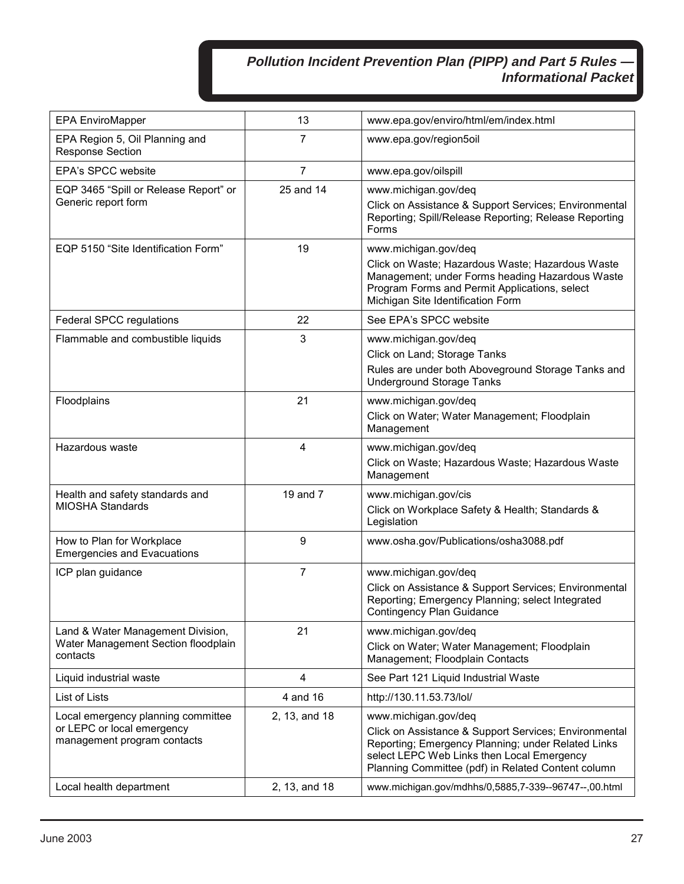| EPA EnviroMapper | 13 | www.epa.gov/enviro/html/em/index.html |
|---|---|---|
| EPA Region 5, Oil Planning and Response Section | 7 | www.epa.gov/region5oil |
| EPA's SPCC website | 7 | www.epa.gov/oilspill |
| EQP 3465 "Spill or Release Report" or Generic report form | 25 and 14 | www.michigan.gov/deq<br>Click on Assistance & Support Services; Environmental Reporting; Spill/Release Reporting; Release Reporting Forms |
| EQP 5150 "Site Identification Form" | 19 | www.michigan.gov/deq<br>Click on Waste; Hazardous Waste; Hazardous Waste Management; under Forms heading Hazardous Waste Program Forms and Permit Applications, select Michigan Site Identification Form |
| Federal SPCC regulations | 22 | See EPA's SPCC website |
| Flammable and combustible liquids | 3 | www.michigan.gov/deq<br>Click on Land; Storage Tanks<br>Rules are under both Aboveground Storage Tanks and Underground Storage Tanks |
| Floodplains | 21 | www.michigan.gov/deq<br>Click on Water; Water Management; Floodplain Management |
| Hazardous waste | 4 | www.michigan.gov/deq<br>Click on Waste; Hazardous Waste; Hazardous Waste Management |
| Health and safety standards and MIOSHA Standards | 19 and 7 | www.michigan.gov/cis<br>Click on Workplace Safety & Health; Standards & Legislation |
| How to Plan for Workplace Emergencies and Evacuations | 9 | www.osha.gov/Publications/osha3088.pdf |
| ICP plan guidance | 7 | www.michigan.gov/deq<br>Click on Assistance & Support Services; Environmental Reporting; Emergency Planning; select Integrated Contingency Plan Guidance |
| Land & Water Management Division, Water Management Section floodplain contacts | 21 | www.michigan.gov/deq<br>Click on Water; Water Management; Floodplain Management; Floodplain Contacts |
| Liquid industrial waste | 4 | See Part 121 Liquid Industrial Waste |
| List of Lists | 4 and 16 | http://130.11.53.73/lol/ |
| Local emergency planning committee or LEPC or local emergency management program contacts | 2, 13, and 18 | www.michigan.gov/deq<br>Click on Assistance & Support Services; Environmental Reporting; Emergency Planning; under Related Links select LEPC Web Links then Local Emergency Planning Committee (pdf) in Related Content column |
| Local health department | 2, 13, and 18 | www.michigan.gov/mdhhs/0,5885,7-339--96747--,00.html |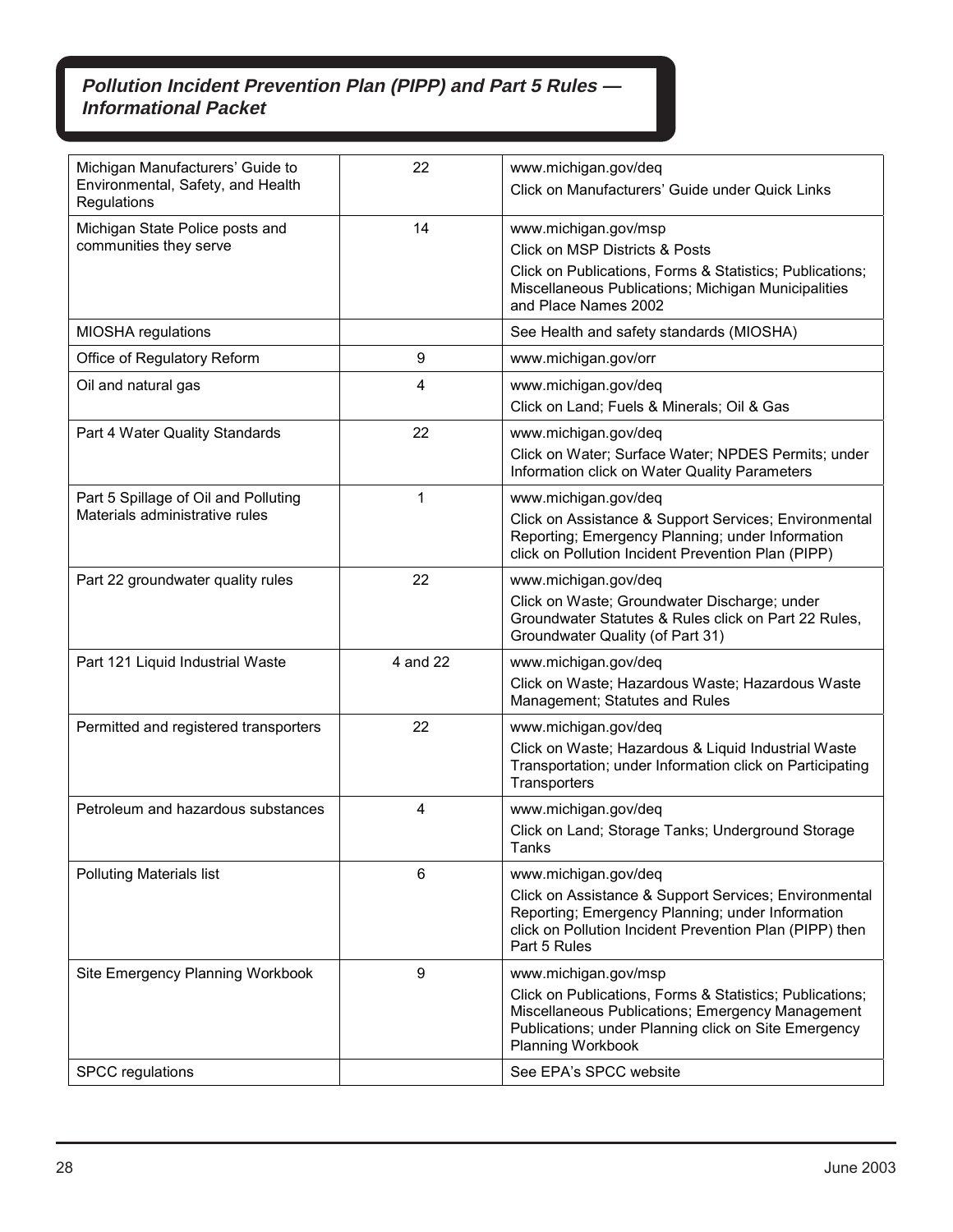| | | |
|---|---|---|
| Michigan Manufacturers' Guide to Environmental, Safety, and Health Regulations | 22 | www.michigan.gov/deq<br>Click on Manufacturers' Guide under Quick Links |
| Michigan State Police posts and communities they serve | 14 | www.michigan.gov/msp<br>Click on MSP Districts & Posts<br>Click on Publications, Forms & Statistics; Publications; Miscellaneous Publications; Michigan Municipalities and Place Names 2002 |
| MIOSHA regulations | | See Health and safety standards (MIOSHA) |
| Office of Regulatory Reform | 9 | www.michigan.gov/orr |
| Oil and natural gas | 4 | www.michigan.gov/deq<br>Click on Land; Fuels & Minerals; Oil & Gas |
| Part 4 Water Quality Standards | 22 | www.michigan.gov/deq<br>Click on Water; Surface Water; NPDES Permits; under Information click on Water Quality Parameters |
| Part 5 Spillage of Oil and Polluting Materials administrative rules | 1 | www.michigan.gov/deq<br>Click on Assistance & Support Services; Environmental Reporting; Emergency Planning; under Information click on Pollution Incident Prevention Plan (PIPP) |
| Part 22 groundwater quality rules | 22 | www.michigan.gov/deq<br>Click on Waste; Groundwater Discharge; under Groundwater Statutes & Rules click on Part 22 Rules, Groundwater Quality (of Part 31) |
| Part 121 Liquid Industrial Waste | 4 and 22 | www.michigan.gov/deq<br>Click on Waste; Hazardous Waste; Hazardous Waste Management; Statutes and Rules |
| Permitted and registered transporters | 22 | www.michigan.gov/deq<br>Click on Waste; Hazardous & Liquid Industrial Waste Transportation; under Information click on Participating Transporters |
| Petroleum and hazardous substances | 4 | www.michigan.gov/deq<br>Click on Land; Storage Tanks; Underground Storage Tanks |
| Polluting Materials list | 6 | www.michigan.gov/deq<br>Click on Assistance & Support Services; Environmental Reporting; Emergency Planning; under Information click on Pollution Incident Prevention Plan (PIPP) then Part 5 Rules |
| Site Emergency Planning Workbook | 9 | www.michigan.gov/msp<br>Click on Publications, Forms & Statistics; Publications; Miscellaneous Publications; Emergency Management Publications; under Planning click on Site Emergency Planning Workbook |
| SPCC regulations | | See EPA's SPCC website |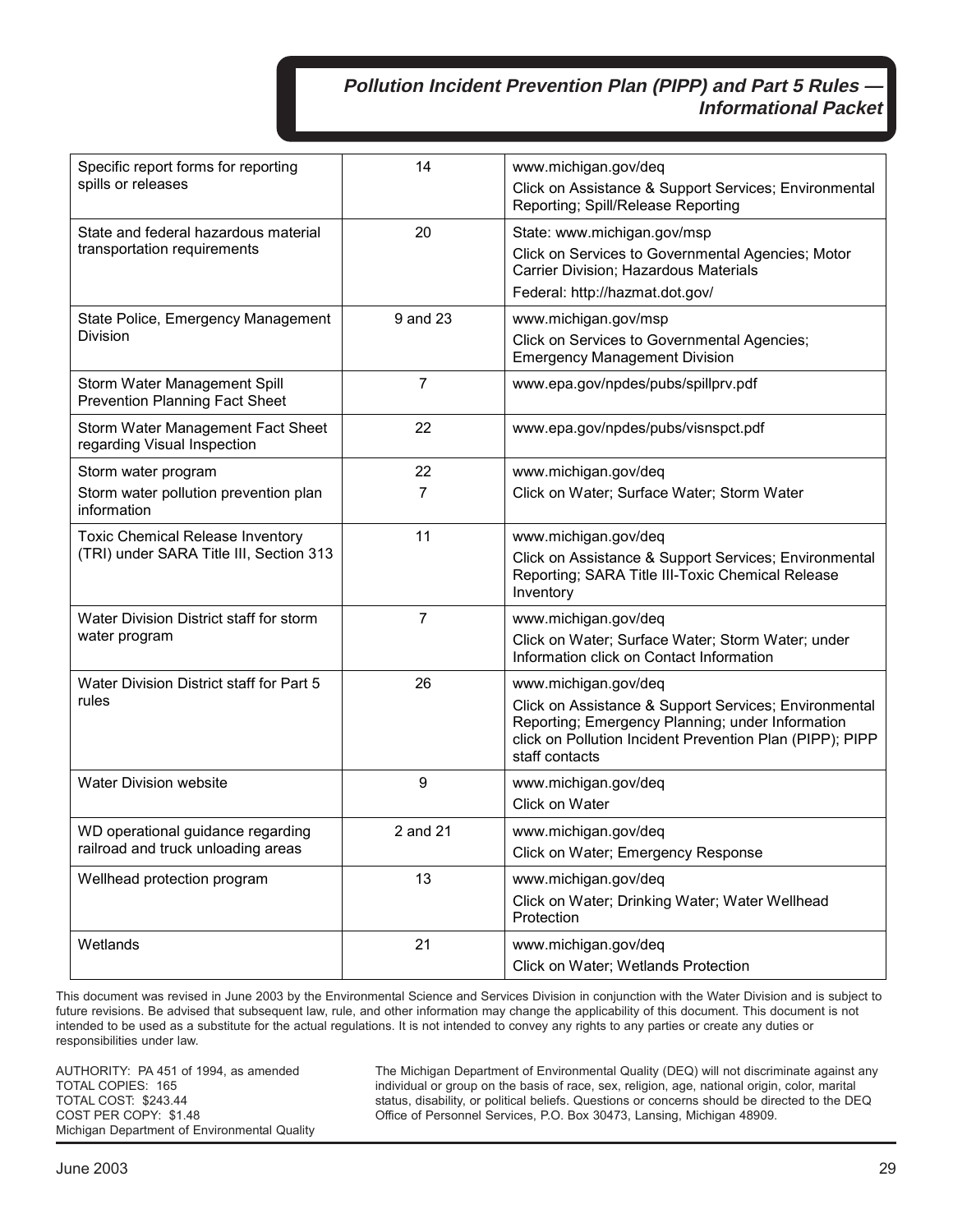| | | |
|---|---|---|
| Specific report forms for reporting spills or releases | 14 | www.michigan.gov/deq<br>Click on Assistance & Support Services; Environmental Reporting; Spill/Release Reporting |
| State and federal hazardous material transportation requirements | 20 | State: www.michigan.gov/msp<br>Click on Services to Governmental Agencies; Motor Carrier Division; Hazardous Materials<br>Federal: http://hazmat.dot.gov/ |
| State Police, Emergency Management Division | 9 and 23 | www.michigan.gov/msp<br>Click on Services to Governmental Agencies; Emergency Management Division |
| Storm Water Management Spill Prevention Planning Fact Sheet | 7 | www.epa.gov/npdes/pubs/spillprv.pdf |
| Storm Water Management Fact Sheet regarding Visual Inspection | 22 | www.epa.gov/npdes/pubs/visnspct.pdf |
| Storm water program<br>Storm water pollution prevention plan information | 22<br>7 | www.michigan.gov/deq<br>Click on Water; Surface Water; Storm Water |
| Toxic Chemical Release Inventory (TRI) under SARA Title III, Section 313 | 11 | www.michigan.gov/deq<br>Click on Assistance & Support Services; Environmental Reporting; SARA Title III-Toxic Chemical Release Inventory |
| Water Division District staff for storm water program | 7 | www.michigan.gov/deq<br>Click on Water; Surface Water; Storm Water; under Information click on Contact Information |
| Water Division District staff for Part 5 rules | 26 | www.michigan.gov/deq<br>Click on Assistance & Support Services; Environmental Reporting; Emergency Planning; under Information click on Pollution Incident Prevention Plan (PIPP); PIPP staff contacts |
| Water Division website | 9 | www.michigan.gov/deq<br>Click on Water |
| WD operational guidance regarding railroad and truck unloading areas | 2 and 21 | www.michigan.gov/deq<br>Click on Water; Emergency Response |
| Wellhead protection program | 13 | www.michigan.gov/deq<br>Click on Water; Drinking Water; Water Wellhead Protection |
| Wetlands | 21 | www.michigan.gov/deq<br>Click on Water; Wetlands Protection |

This document was revised in June 2003 by the Environmental Science and Services Division in conjunction with the Water Division and is subject to future revisions. Be advised that subsequent law, rule, and other information may change the applicability of this document. This document is not intended to be used as a substitute for the actual regulations. It is not intended to convey any rights to any parties or create any duties or responsibilities under law.

AUTHORITY: PA 451 of 1994, as amended
TOTAL COPIES: 165
TOTAL COST: $243.44
COST PER COPY: $1.48
Michigan Department of Environmental Quality

The Michigan Department of Environmental Quality (DEQ) will not discriminate against any individual or group on the basis of race, sex, religion, age, national origin, color, marital status, disability, or political beliefs. Questions or concerns should be directed to the DEQ Office of Personnel Services, P.O. Box 30473, Lansing, Michigan 48909.